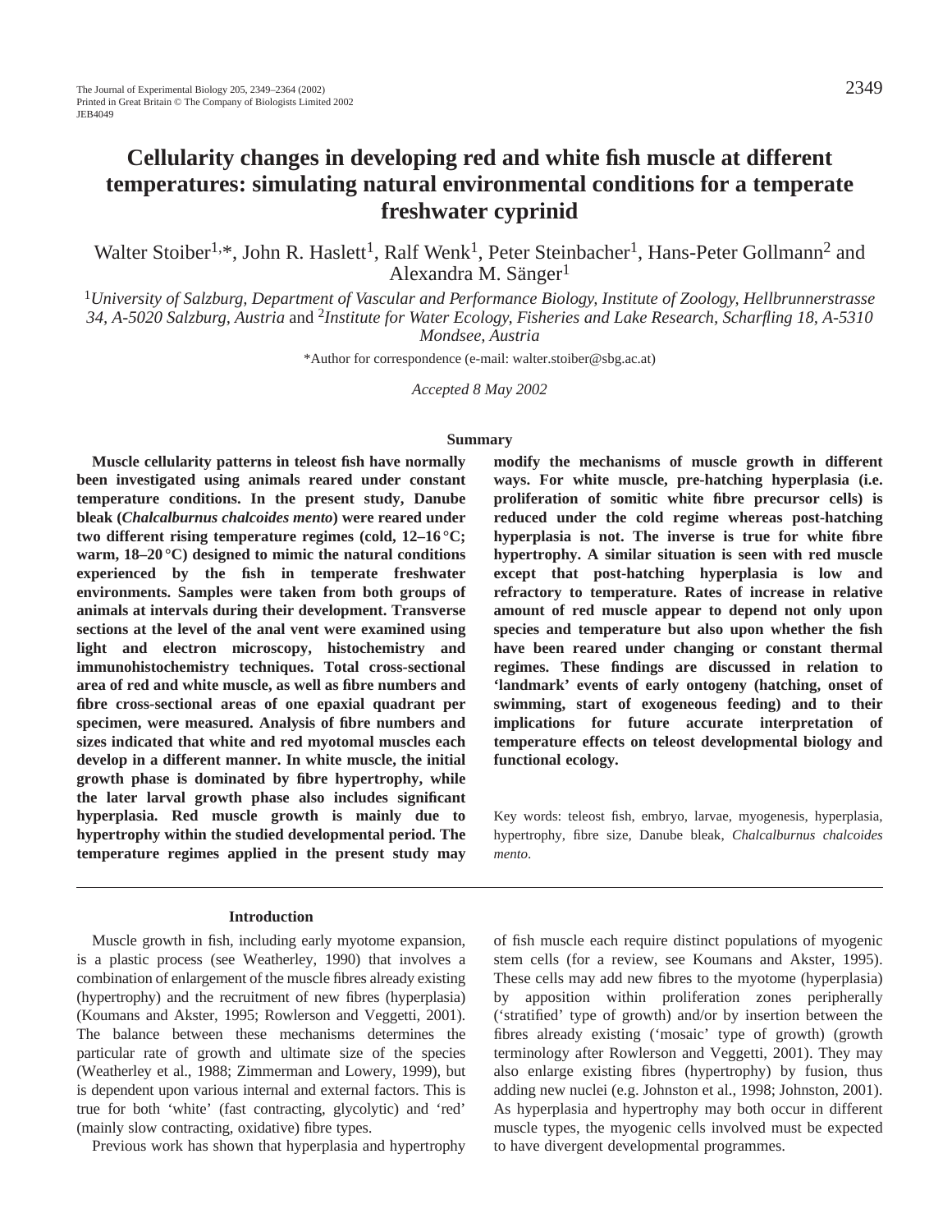# Cellularity changes in developing red and white fish muscle at different temperatures: simulating natural environmental conditions for a temperate freshwater cyprinid

Walter Stoiber[1,*], John R. Haslett[1], Ralf Wenk[1], Peter Steinbacher[1], Hans-Peter Gollmann[2] and Alexandra M. Sänger[1]

[1]*University of Salzburg, Department of Vascular and Performance Biology, Institute of Zoology, Hellbrunnerstrasse 34, A-5020 Salzburg, Austria* and [2]*Institute for Water Ecology, Fisheries and Lake Research, Scharfling 18, A-5310 Mondsee, Austria*

*Author for correspondence (e-mail: walter.stoiber@sbg.ac.at)

*Accepted 8 May 2002*

## Summary

**Muscle cellularity patterns in teleost fish have normally been investigated using animals reared under constant temperature conditions. In the present study, Danube bleak (*Chalcalburnus chalcoides mento*) were reared under two different rising temperature regimes (cold, 12–16 °C; warm, 18–20 °C) designed to mimic the natural conditions experienced by the fish in temperate freshwater environments. Samples were taken from both groups of animals at intervals during their development. Transverse sections at the level of the anal vent were examined using light and electron microscopy, histochemistry and immunohistochemistry techniques. Total cross-sectional area of red and white muscle, as well as fibre numbers and fibre cross-sectional areas of one epaxial quadrant per specimen, were measured. Analysis of fibre numbers and sizes indicated that white and red myotomal muscles each develop in a different manner. In white muscle, the initial growth phase is dominated by fibre hypertrophy, while the later larval growth phase also includes significant hyperplasia. Red muscle growth is mainly due to hypertrophy within the studied developmental period. The temperature regimes applied in the present study may modify the mechanisms of muscle growth in different ways. For white muscle, pre-hatching hyperplasia (i.e. proliferation of somitic white fibre precursor cells) is reduced under the cold regime whereas post-hatching hyperplasia is not. The inverse is true for white fibre hypertrophy. A similar situation is seen with red muscle except that post-hatching hyperplasia is low and refractory to temperature. Rates of increase in relative amount of red muscle appear to depend not only upon species and temperature but also upon whether the fish have been reared under changing or constant thermal regimes. These findings are discussed in relation to 'landmark' events of early ontogeny (hatching, onset of swimming, start of exogeneous feeding) and to their implications for future accurate interpretation of temperature effects on teleost developmental biology and functional ecology.**

Key words: teleost fish, embryo, larvae, myogenesis, hyperplasia, hypertrophy, fibre size, Danube bleak, *Chalcalburnus chalcoides mento*.

## Introduction

Muscle growth in fish, including early myotome expansion, is a plastic process (see Weatherley, 1990) that involves a combination of enlargement of the muscle fibres already existing (hypertrophy) and the recruitment of new fibres (hyperplasia) (Koumans and Akster, 1995; Rowlerson and Veggetti, 2001). The balance between these mechanisms determines the particular rate of growth and ultimate size of the species (Weatherley et al., 1988; Zimmerman and Lowery, 1999), but is dependent upon various internal and external factors. This is true for both 'white' (fast contracting, glycolytic) and 'red' (mainly slow contracting, oxidative) fibre types.

Previous work has shown that hyperplasia and hypertrophy of fish muscle each require distinct populations of myogenic stem cells (for a review, see Koumans and Akster, 1995). These cells may add new fibres to the myotome (hyperplasia) by apposition within proliferation zones peripherally ('stratified' type of growth) and/or by insertion between the fibres already existing ('mosaic' type of growth) (growth terminology after Rowlerson and Veggetti, 2001). They may also enlarge existing fibres (hypertrophy) by fusion, thus adding new nuclei (e.g. Johnston et al., 1998; Johnston, 2001). As hyperplasia and hypertrophy may both occur in different muscle types, the myogenic cells involved must be expected to have divergent developmental programmes.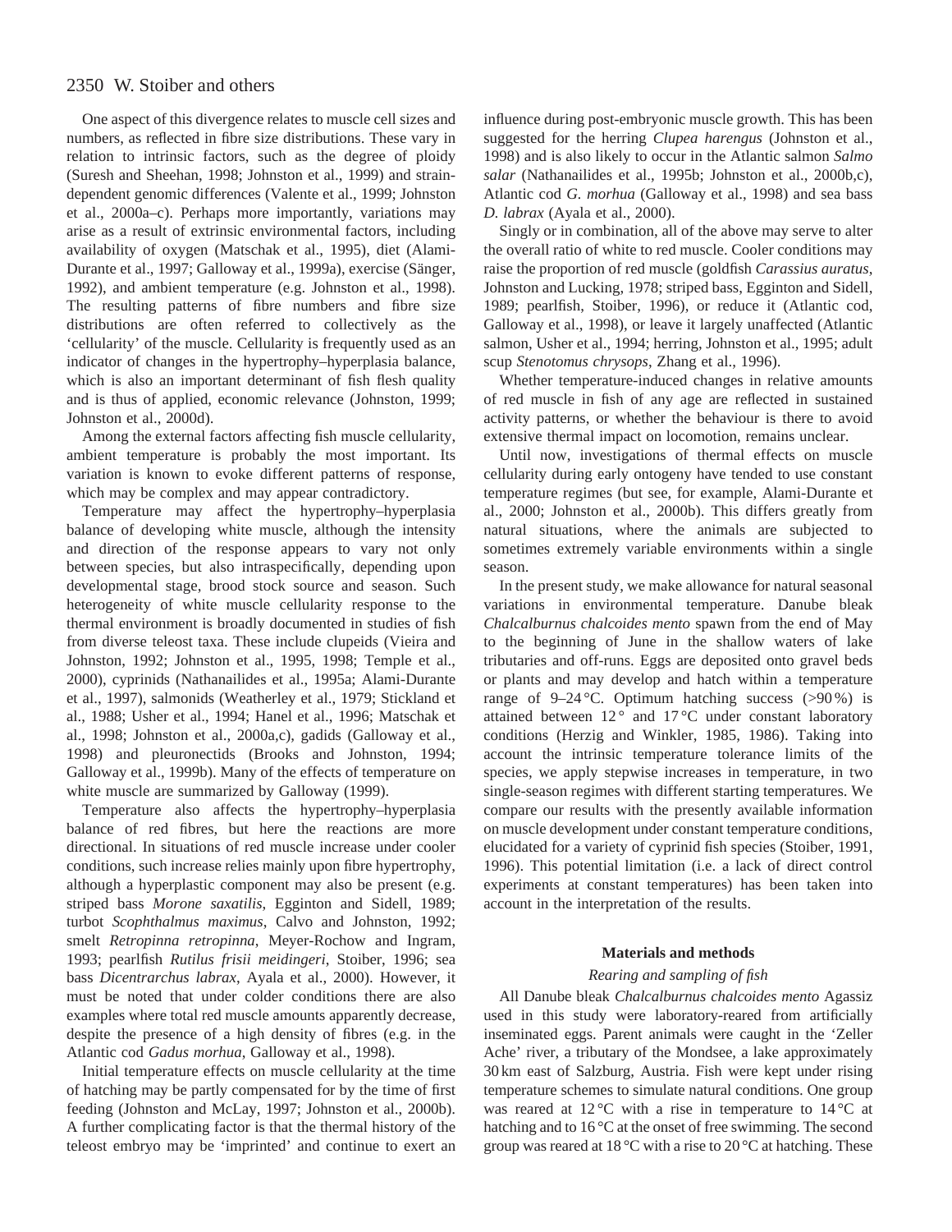One aspect of this divergence relates to muscle cell sizes and numbers, as reflected in fibre size distributions. These vary in relation to intrinsic factors, such as the degree of ploidy (Suresh and Sheehan, 1998; Johnston et al., 1999) and strain-dependent genomic differences (Valente et al., 1999; Johnston et al., 2000a–c). Perhaps more importantly, variations may arise as a result of extrinsic environmental factors, including availability of oxygen (Matschak et al., 1995), diet (Alami-Durante et al., 1997; Galloway et al., 1999a), exercise (Sänger, 1992), and ambient temperature (e.g. Johnston et al., 1998). The resulting patterns of fibre numbers and fibre size distributions are often referred to collectively as the 'cellularity' of the muscle. Cellularity is frequently used as an indicator of changes in the hypertrophy–hyperplasia balance, which is also an important determinant of fish flesh quality and is thus of applied, economic relevance (Johnston, 1999; Johnston et al., 2000d).

Among the external factors affecting fish muscle cellularity, ambient temperature is probably the most important. Its variation is known to evoke different patterns of response, which may be complex and may appear contradictory.

Temperature may affect the hypertrophy–hyperplasia balance of developing white muscle, although the intensity and direction of the response appears to vary not only between species, but also intraspecifically, depending upon developmental stage, brood stock source and season. Such heterogeneity of white muscle cellularity response to the thermal environment is broadly documented in studies of fish from diverse teleost taxa. These include clupeids (Vieira and Johnston, 1992; Johnston et al., 1995, 1998; Temple et al., 2000), cyprinids (Nathanailides et al., 1995a; Alami-Durante et al., 1997), salmonids (Weatherley et al., 1979; Stickland et al., 1988; Usher et al., 1994; Hanel et al., 1996; Matschak et al., 1998; Johnston et al., 2000a,c), gadids (Galloway et al., 1998) and pleuronectids (Brooks and Johnston, 1994; Galloway et al., 1999b). Many of the effects of temperature on white muscle are summarized by Galloway (1999).

Temperature also affects the hypertrophy–hyperplasia balance of red fibres, but here the reactions are more directional. In situations of red muscle increase under cooler conditions, such increase relies mainly upon fibre hypertrophy, although a hyperplastic component may also be present (e.g. striped bass *Morone saxatilis*, Egginton and Sidell, 1989; turbot *Scophthalmus maximus*, Calvo and Johnston, 1992; smelt *Retropinna retropinna*, Meyer-Rochow and Ingram, 1993; pearlfish *Rutilus frisii meidingeri*, Stoiber, 1996; sea bass *Dicentrarchus labrax*, Ayala et al., 2000). However, it must be noted that under colder conditions there are also examples where total red muscle amounts apparently decrease, despite the presence of a high density of fibres (e.g. in the Atlantic cod *Gadus morhua*, Galloway et al., 1998).

Initial temperature effects on muscle cellularity at the time of hatching may be partly compensated for by the time of first feeding (Johnston and McLay, 1997; Johnston et al., 2000b). A further complicating factor is that the thermal history of the teleost embryo may be 'imprinted' and continue to exert an influence during post-embryonic muscle growth. This has been suggested for the herring *Clupea harengus* (Johnston et al., 1998) and is also likely to occur in the Atlantic salmon *Salmo salar* (Nathanailides et al., 1995b; Johnston et al., 2000b,c), Atlantic cod *G. morhua* (Galloway et al., 1998) and sea bass *D. labrax* (Ayala et al., 2000).

Singly or in combination, all of the above may serve to alter the overall ratio of white to red muscle. Cooler conditions may raise the proportion of red muscle (goldfish *Carassius auratus*, Johnston and Lucking, 1978; striped bass, Egginton and Sidell, 1989; pearlfish, Stoiber, 1996), or reduce it (Atlantic cod, Galloway et al., 1998), or leave it largely unaffected (Atlantic salmon, Usher et al., 1994; herring, Johnston et al., 1995; adult scup *Stenotomus chrysops*, Zhang et al., 1996).

Whether temperature-induced changes in relative amounts of red muscle in fish of any age are reflected in sustained activity patterns, or whether the behaviour is there to avoid extensive thermal impact on locomotion, remains unclear.

Until now, investigations of thermal effects on muscle cellularity during early ontogeny have tended to use constant temperature regimes (but see, for example, Alami-Durante et al., 2000; Johnston et al., 2000b). This differs greatly from natural situations, where the animals are subjected to sometimes extremely variable environments within a single season.

In the present study, we make allowance for natural seasonal variations in environmental temperature. Danube bleak *Chalcalburnus chalcoides mento* spawn from the end of May to the beginning of June in the shallow waters of lake tributaries and off-runs. Eggs are deposited onto gravel beds or plants and may develop and hatch within a temperature range of 9–24 °C. Optimum hatching success (>90 %) is attained between 12 ° and 17 °C under constant laboratory conditions (Herzig and Winkler, 1985, 1986). Taking into account the intrinsic temperature tolerance limits of the species, we apply stepwise increases in temperature, in two single-season regimes with different starting temperatures. We compare our results with the presently available information on muscle development under constant temperature conditions, elucidated for a variety of cyprinid fish species (Stoiber, 1991, 1996). This potential limitation (i.e. a lack of direct control experiments at constant temperatures) has been taken into account in the interpretation of the results.

## Materials and methods

### *Rearing and sampling of fish*

All Danube bleak *Chalcalburnus chalcoides mento* Agassiz used in this study were laboratory-reared from artificially inseminated eggs. Parent animals were caught in the 'Zeller Ache' river, a tributary of the Mondsee, a lake approximately 30 km east of Salzburg, Austria. Fish were kept under rising temperature schemes to simulate natural conditions. One group was reared at 12 °C with a rise in temperature to 14 °C at hatching and to 16 °C at the onset of free swimming. The second group was reared at 18 °C with a rise to 20 °C at hatching. These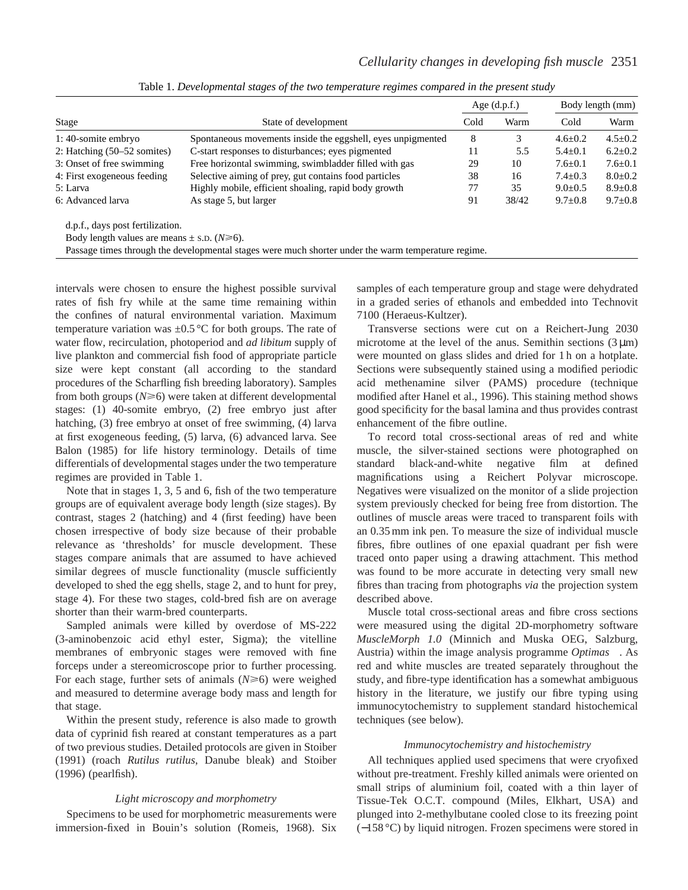Table 1. *Developmental stages of the two temperature regimes compared in the present study*

| Stage | State of development | Age (d.p.f.) | | Body length (mm) | |
|---|---|---|---|---|---|
| | | Cold | Warm | Cold | Warm |
| 1: 40-somite embryo | Spontaneous movements inside the eggshell, eyes unpigmented | 8 | 3 | 4.6±0.2 | 4.5±0.2 |
| 2: Hatching (50–52 somites) | C-start responses to disturbances; eyes pigmented | 11 | 5.5 | 5.4±0.1 | 6.2±0.2 |
| 3: Onset of free swimming | Free horizontal swimming, swimbladder filled with gas | 29 | 10 | 7.6±0.1 | 7.6±0.1 |
| 4: First exogeneous feeding | Selective aiming of prey, gut contains food particles | 38 | 16 | 7.4±0.3 | 8.0±0.2 |
| 5: Larva | Highly mobile, efficient shoaling, rapid body growth | 77 | 35 | 9.0±0.5 | 8.9±0.8 |
| 6: Advanced larva | As stage 5, but larger | 91 | 38/42 | 9.7±0.8 | 9.7±0.8 |

d.p.f., days post fertilization.
Body length values are means ± S.D. ($N \geqslant 6$).
Passage times through the developmental stages were much shorter under the warm temperature regime.

intervals were chosen to ensure the highest possible survival rates of fish fry while at the same time remaining within the confines of natural environmental variation. Maximum temperature variation was ±0.5 °C for both groups. The rate of water flow, recirculation, photoperiod and *ad libitum* supply of live plankton and commercial fish food of appropriate particle size were kept constant (all according to the standard procedures of the Scharfling fish breeding laboratory). Samples from both groups ($N \geqslant 6$) were taken at different developmental stages: (1) 40-somite embryo, (2) free embryo just after hatching, (3) free embryo at onset of free swimming, (4) larva at first exogeneous feeding, (5) larva, (6) advanced larva. See Balon (1985) for life history terminology. Details of time differentials of developmental stages under the two temperature regimes are provided in Table 1.

Note that in stages 1, 3, 5 and 6, fish of the two temperature groups are of equivalent average body length (size stages). By contrast, stages 2 (hatching) and 4 (first feeding) have been chosen irrespective of body size because of their probable relevance as 'thresholds' for muscle development. These stages compare animals that are assumed to have achieved similar degrees of muscle functionality (muscle sufficiently developed to shed the egg shells, stage 2, and to hunt for prey, stage 4). For these two stages, cold-bred fish are on average shorter than their warm-bred counterparts.

Sampled animals were killed by overdose of MS-222 (3-aminobenzoic acid ethyl ester, Sigma); the vitelline membranes of embryonic stages were removed with fine forceps under a stereomicroscope prior to further processing. For each stage, further sets of animals ($N \geqslant 6$) were weighed and measured to determine average body mass and length for that stage.

Within the present study, reference is also made to growth data of cyprinid fish reared at constant temperatures as a part of two previous studies. Detailed protocols are given in Stoiber (1991) (roach *Rutilus rutilus*, Danube bleak) and Stoiber (1996) (pearlfish).

### *Light microscopy and morphometry*

Specimens to be used for morphometric measurements were immersion-fixed in Bouin's solution (Romeis, 1968). Six samples of each temperature group and stage were dehydrated in a graded series of ethanols and embedded into Technovit 7100 (Heraeus-Kultzer).

Transverse sections were cut on a Reichert-Jung 2030 microtome at the level of the anus. Semithin sections (3 µm) were mounted on glass slides and dried for 1 h on a hotplate. Sections were subsequently stained using a modified periodic acid methenamine silver (PAMS) procedure (technique modified after Hanel et al., 1996). This staining method shows good specificity for the basal lamina and thus provides contrast enhancement of the fibre outline.

To record total cross-sectional areas of red and white muscle, the silver-stained sections were photographed on standard black-and-white negative film at defined magnifications using a Reichert Polyvar microscope. Negatives were visualized on the monitor of a slide projection system previously checked for being free from distortion. The outlines of muscle areas were traced to transparent foils with an 0.35 mm ink pen. To measure the size of individual muscle fibres, fibre outlines of one epaxial quadrant per fish were traced onto paper using a drawing attachment. This method was found to be more accurate in detecting very small new fibres than tracing from photographs *via* the projection system described above.

Muscle total cross-sectional areas and fibre cross sections were measured using the digital 2D-morphometry software *MuscleMorph 1.0* (Minnich and Muska OEG, Salzburg, Austria) within the image analysis programme *Optimas*. As red and white muscles are treated separately throughout the study, and fibre-type identification has a somewhat ambiguous history in the literature, we justify our fibre typing using immunocytochemistry to supplement standard histochemical techniques (see below).

### *Immunocytochemistry and histochemistry*

All techniques applied used specimens that were cryofixed without pre-treatment. Freshly killed animals were oriented on small strips of aluminium foil, coated with a thin layer of Tissue-Tek O.C.T. compound (Miles, Elkhart, USA) and plunged into 2-methylbutane cooled close to its freezing point (−158 °C) by liquid nitrogen. Frozen specimens were stored in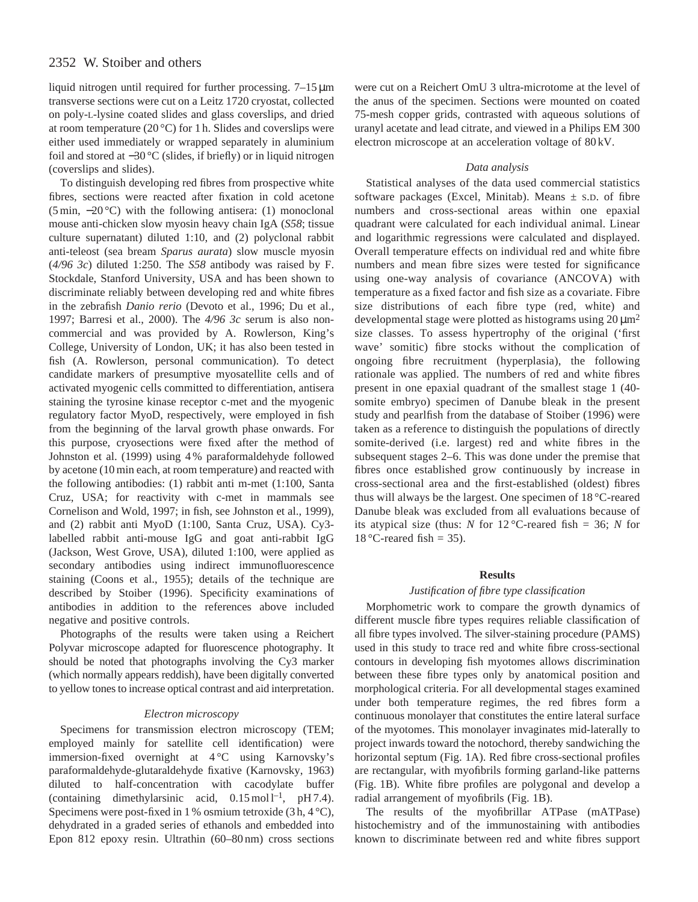liquid nitrogen until required for further processing. 7–15 μm transverse sections were cut on a Leitz 1720 cryostat, collected on poly-L-lysine coated slides and glass coverslips, and dried at room temperature (20 °C) for 1 h. Slides and coverslips were either used immediately or wrapped separately in aluminium foil and stored at −30 °C (slides, if briefly) or in liquid nitrogen (coverslips and slides).

To distinguish developing red fibres from prospective white fibres, sections were reacted after fixation in cold acetone (5 min, −20 °C) with the following antisera: (1) monoclonal mouse anti-chicken slow myosin heavy chain IgA (*S58*; tissue culture supernatant) diluted 1:10, and (2) polyclonal rabbit anti-teleost (sea bream *Sparus aurata*) slow muscle myosin (*4/96 3c*) diluted 1:250. The *S58* antibody was raised by F. Stockdale, Stanford University, USA and has been shown to discriminate reliably between developing red and white fibres in the zebrafish *Danio rerio* (Devoto et al., 1996; Du et al., 1997; Barresi et al., 2000). The *4/96 3c* serum is also non-commercial and was provided by A. Rowlerson, King's College, University of London, UK; it has also been tested in fish (A. Rowlerson, personal communication). To detect candidate markers of presumptive myosatellite cells and of activated myogenic cells committed to differentiation, antisera staining the tyrosine kinase receptor c-met and the myogenic regulatory factor MyoD, respectively, were employed in fish from the beginning of the larval growth phase onwards. For this purpose, cryosections were fixed after the method of Johnston et al. (1999) using 4 % paraformaldehyde followed by acetone (10 min each, at room temperature) and reacted with the following antibodies: (1) rabbit anti m-met (1:100, Santa Cruz, USA; for reactivity with c-met in mammals see Cornelison and Wold, 1997; in fish, see Johnston et al., 1999), and (2) rabbit anti MyoD (1:100, Santa Cruz, USA). Cy3-labelled rabbit anti-mouse IgG and goat anti-rabbit IgG (Jackson, West Grove, USA), diluted 1:100, were applied as secondary antibodies using indirect immunofluorescence staining (Coons et al., 1955); details of the technique are described by Stoiber (1996). Specificity examinations of antibodies in addition to the references above included negative and positive controls.

Photographs of the results were taken using a Reichert Polyvar microscope adapted for fluorescence photography. It should be noted that photographs involving the Cy3 marker (which normally appears reddish), have been digitally converted to yellow tones to increase optical contrast and aid interpretation.

### *Electron microscopy*

Specimens for transmission electron microscopy (TEM; employed mainly for satellite cell identification) were immersion-fixed overnight at 4 °C using Karnovsky's paraformaldehyde-glutaraldehyde fixative (Karnovsky, 1963) diluted to half-concentration with cacodylate buffer (containing dimethylarsinic acid, 0.15 mol $l^{-1}$, pH 7.4). Specimens were post-fixed in 1 % osmium tetroxide (3 h, 4 °C), dehydrated in a graded series of ethanols and embedded into Epon 812 epoxy resin. Ultrathin (60–80 nm) cross sections were cut on a Reichert OmU 3 ultra-microtome at the level of the anus of the specimen. Sections were mounted on coated 75-mesh copper grids, contrasted with aqueous solutions of uranyl acetate and lead citrate, and viewed in a Philips EM 300 electron microscope at an acceleration voltage of 80 kV.

### *Data analysis*

Statistical analyses of the data used commercial statistics software packages (Excel, Minitab). Means ± S.D. of fibre numbers and cross-sectional areas within one epaxial quadrant were calculated for each individual animal. Linear and logarithmic regressions were calculated and displayed. Overall temperature effects on individual red and white fibre numbers and mean fibre sizes were tested for significance using one-way analysis of covariance (ANCOVA) with temperature as a fixed factor and fish size as a covariate. Fibre size distributions of each fibre type (red, white) and developmental stage were plotted as histograms using 20 $\mu m^2$ size classes. To assess hypertrophy of the original ('first wave' somitic) fibre stocks without the complication of ongoing fibre recruitment (hyperplasia), the following rationale was applied. The numbers of red and white fibres present in one epaxial quadrant of the smallest stage 1 (40-somite embryo) specimen of Danube bleak in the present study and pearlfish from the database of Stoiber (1996) were taken as a reference to distinguish the populations of directly somite-derived (i.e. largest) red and white fibres in the subsequent stages 2–6. This was done under the premise that fibres once established grow continuously by increase in cross-sectional area and the first-established (oldest) fibres thus will always be the largest. One specimen of 18 °C-reared Danube bleak was excluded from all evaluations because of its atypical size (thus: $N$ for 12 °C-reared fish = 36; $N$ for 18 °C-reared fish = 35).

## Results

### *Justification of fibre type classification*

Morphometric work to compare the growth dynamics of different muscle fibre types requires reliable classification of all fibre types involved. The silver-staining procedure (PAMS) used in this study to trace red and white fibre cross-sectional contours in developing fish myotomes allows discrimination between these fibre types only by anatomical position and morphological criteria. For all developmental stages examined under both temperature regimes, the red fibres form a continuous monolayer that constitutes the entire lateral surface of the myotomes. This monolayer invaginates mid-laterally to project inwards toward the notochord, thereby sandwiching the horizontal septum (Fig. 1A). Red fibre cross-sectional profiles are rectangular, with myofibrils forming garland-like patterns (Fig. 1B). White fibre profiles are polygonal and develop a radial arrangement of myofibrils (Fig. 1B).

The results of the myofibrillar ATPase (mATPase) histochemistry and of the immunostaining with antibodies known to discriminate between red and white fibres support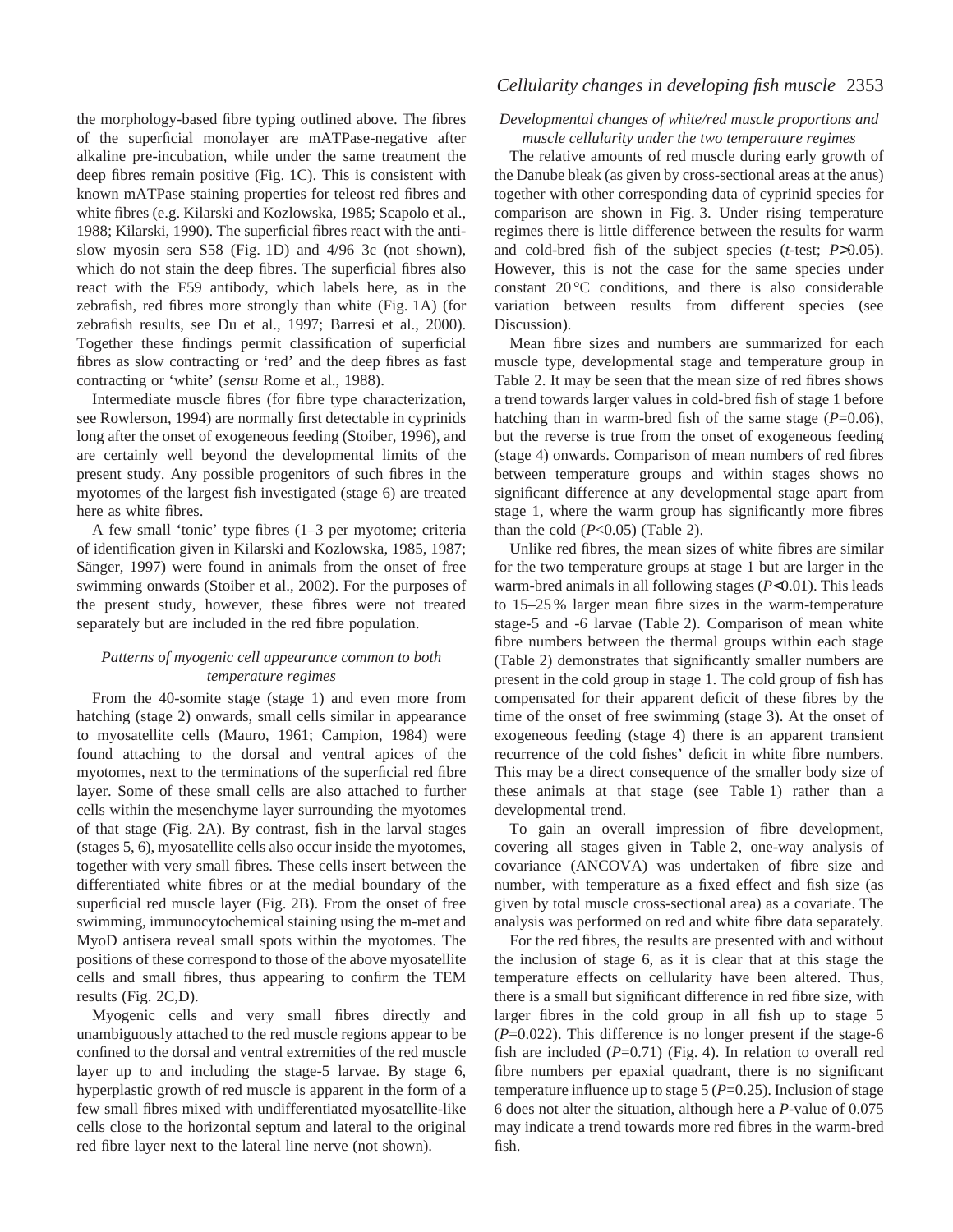the morphology-based fibre typing outlined above. The fibres of the superficial monolayer are mATPase-negative after alkaline pre-incubation, while under the same treatment the deep fibres remain positive (Fig. 1C). This is consistent with known mATPase staining properties for teleost red fibres and white fibres (e.g. Kilarski and Kozlowska, 1985; Scapolo et al., 1988; Kilarski, 1990). The superficial fibres react with the anti-slow myosin sera S58 (Fig. 1D) and 4/96 3c (not shown), which do not stain the deep fibres. The superficial fibres also react with the F59 antibody, which labels here, as in the zebrafish, red fibres more strongly than white (Fig. 1A) (for zebrafish results, see Du et al., 1997; Barresi et al., 2000). Together these findings permit classification of superficial fibres as slow contracting or 'red' and the deep fibres as fast contracting or 'white' (*sensu* Rome et al., 1988).

Intermediate muscle fibres (for fibre type characterization, see Rowlerson, 1994) are normally first detectable in cyprinids long after the onset of exogeneous feeding (Stoiber, 1996), and are certainly well beyond the developmental limits of the present study. Any possible progenitors of such fibres in the myotomes of the largest fish investigated (stage 6) are treated here as white fibres.

A few small 'tonic' type fibres (1–3 per myotome; criteria of identification given in Kilarski and Kozlowska, 1985, 1987; Sänger, 1997) were found in animals from the onset of free swimming onwards (Stoiber et al., 2002). For the purposes of the present study, however, these fibres were not treated separately but are included in the red fibre population.

### *Patterns of myogenic cell appearance common to both temperature regimes*

From the 40-somite stage (stage 1) and even more from hatching (stage 2) onwards, small cells similar in appearance to myosatellite cells (Mauro, 1961; Campion, 1984) were found attaching to the dorsal and ventral apices of the myotomes, next to the terminations of the superficial red fibre layer. Some of these small cells are also attached to further cells within the mesenchyme layer surrounding the myotomes of that stage (Fig. 2A). By contrast, fish in the larval stages (stages 5, 6), myosatellite cells also occur inside the myotomes, together with very small fibres. These cells insert between the differentiated white fibres or at the medial boundary of the superficial red muscle layer (Fig. 2B). From the onset of free swimming, immunocytochemical staining using the m-met and MyoD antisera reveal small spots within the myotomes. The positions of these correspond to those of the above myosatellite cells and small fibres, thus appearing to confirm the TEM results (Fig. 2C,D).

Myogenic cells and very small fibres directly and unambiguously attached to the red muscle regions appear to be confined to the dorsal and ventral extremities of the red muscle layer up to and including the stage-5 larvae. By stage 6, hyperplastic growth of red muscle is apparent in the form of a few small fibres mixed with undifferentiated myosatellite-like cells close to the horizontal septum and lateral to the original red fibre layer next to the lateral line nerve (not shown).

### *Developmental changes of white/red muscle proportions and muscle cellularity under the two temperature regimes*

The relative amounts of red muscle during early growth of the Danube bleak (as given by cross-sectional areas at the anus) together with other corresponding data of cyprinid species for comparison are shown in Fig. 3. Under rising temperature regimes there is little difference between the results for warm and cold-bred fish of the subject species (*t*-test; $P>0.05$). However, this is not the case for the same species under constant 20 °C conditions, and there is also considerable variation between results from different species (see Discussion).

Mean fibre sizes and numbers are summarized for each muscle type, developmental stage and temperature group in Table 2. It may be seen that the mean size of red fibres shows a trend towards larger values in cold-bred fish of stage 1 before hatching than in warm-bred fish of the same stage ($P=0.06$), but the reverse is true from the onset of exogeneous feeding (stage 4) onwards. Comparison of mean numbers of red fibres between temperature groups and within stages shows no significant difference at any developmental stage apart from stage 1, where the warm group has significantly more fibres than the cold ($P<0.05$) (Table 2).

Unlike red fibres, the mean sizes of white fibres are similar for the two temperature groups at stage 1 but are larger in the warm-bred animals in all following stages ($P<0.01$). This leads to 15–25 % larger mean fibre sizes in the warm-temperature stage-5 and -6 larvae (Table 2). Comparison of mean white fibre numbers between the thermal groups within each stage (Table 2) demonstrates that significantly smaller numbers are present in the cold group in stage 1. The cold group of fish has compensated for their apparent deficit of these fibres by the time of the onset of free swimming (stage 3). At the onset of exogeneous feeding (stage 4) there is an apparent transient recurrence of the cold fishes' deficit in white fibre numbers. This may be a direct consequence of the smaller body size of these animals at that stage (see Table 1) rather than a developmental trend.

To gain an overall impression of fibre development, covering all stages given in Table 2, one-way analysis of covariance (ANCOVA) was undertaken of fibre size and number, with temperature as a fixed effect and fish size (as given by total muscle cross-sectional area) as a covariate. The analysis was performed on red and white fibre data separately.

For the red fibres, the results are presented with and without the inclusion of stage 6, as it is clear that at this stage the temperature effects on cellularity have been altered. Thus, there is a small but significant difference in red fibre size, with larger fibres in the cold group in all fish up to stage 5 ($P=0.022$). This difference is no longer present if the stage-6 fish are included ($P=0.71$) (Fig. 4). In relation to overall red fibre numbers per epaxial quadrant, there is no significant temperature influence up to stage 5 ($P=0.25$). Inclusion of stage 6 does not alter the situation, although here a *P*-value of 0.075 may indicate a trend towards more red fibres in the warm-bred fish.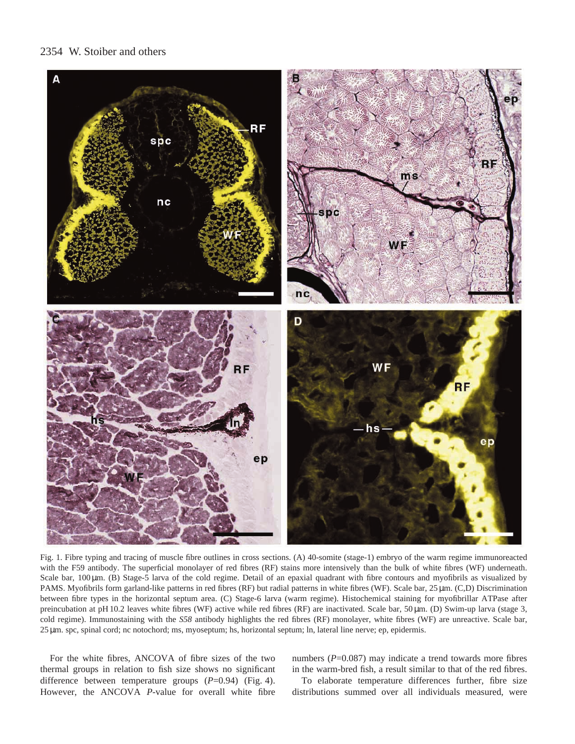Fig. 1. Fibre typing and tracing of muscle fibre outlines in cross sections. (A) 40-somite (stage-1) embryo of the warm regime immunoreacted with the F59 antibody. The superficial monolayer of red fibres (RF) stains more intensively than the bulk of white fibres (WF) underneath. Scale bar, 100 µm. (B) Stage-5 larva of the cold regime. Detail of an epaxial quadrant with fibre contours and myofibrils as visualized by PAMS. Myofibrils form garland-like patterns in red fibres (RF) but radial patterns in white fibres (WF). Scale bar, 25 µm. (C,D) Discrimination between fibre types in the horizontal septum area. (C) Stage-6 larva (warm regime). Histochemical staining for myofibrillar ATPase after preincubation at pH 10.2 leaves white fibres (WF) active while red fibres (RF) are inactivated. Scale bar, 50 µm. (D) Swim-up larva (stage 3, cold regime). Immunostaining with the *S58* antibody highlights the red fibres (RF) monolayer, white fibres (WF) are unreactive. Scale bar, 25 µm. spc, spinal cord; nc notochord; ms, myoseptum; hs, horizontal septum; ln, lateral line nerve; ep, epidermis.

For the white fibres, ANCOVA of fibre sizes of the two thermal groups in relation to fish size shows no significant difference between temperature groups ($P$=0.94) (Fig. 4). However, the ANCOVA $P$-value for overall white fibre numbers ($P$=0.087) may indicate a trend towards more fibres in the warm-bred fish, a result similar to that of the red fibres.

To elaborate temperature differences further, fibre size distributions summed over all individuals measured, were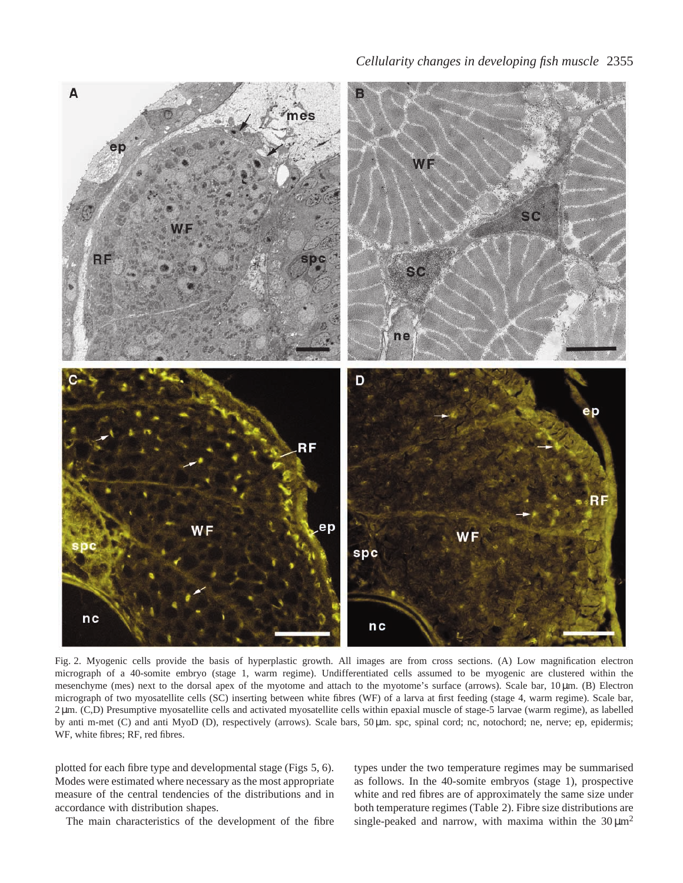Fig. 2. Myogenic cells provide the basis of hyperplastic growth. All images are from cross sections. (A) Low magnification electron micrograph of a 40-somite embryo (stage 1, warm regime). Undifferentiated cells assumed to be myogenic are clustered within the mesenchyme (mes) next to the dorsal apex of the myotome and attach to the myotome's surface (arrows). Scale bar, 10 μm. (B) Electron micrograph of two myosatellite cells (SC) inserting between white fibres (WF) of a larva at first feeding (stage 4, warm regime). Scale bar, 2 μm. (C,D) Presumptive myosatellite cells and activated myosatellite cells within epaxial muscle of stage-5 larvae (warm regime), as labelled by anti m-met (C) and anti MyoD (D), respectively (arrows). Scale bars, 50 μm. spc, spinal cord; nc, notochord; ne, nerve; ep, epidermis; WF, white fibres; RF, red fibres.

plotted for each fibre type and developmental stage (Figs 5, 6). Modes were estimated where necessary as the most appropriate measure of the central tendencies of the distributions and in accordance with distribution shapes.

The main characteristics of the development of the fibre types under the two temperature regimes may be summarised as follows. In the 40-somite embryos (stage 1), prospective white and red fibres are of approximately the same size under both temperature regimes (Table 2). Fibre size distributions are single-peaked and narrow, with maxima within the 30 $\mu m^2$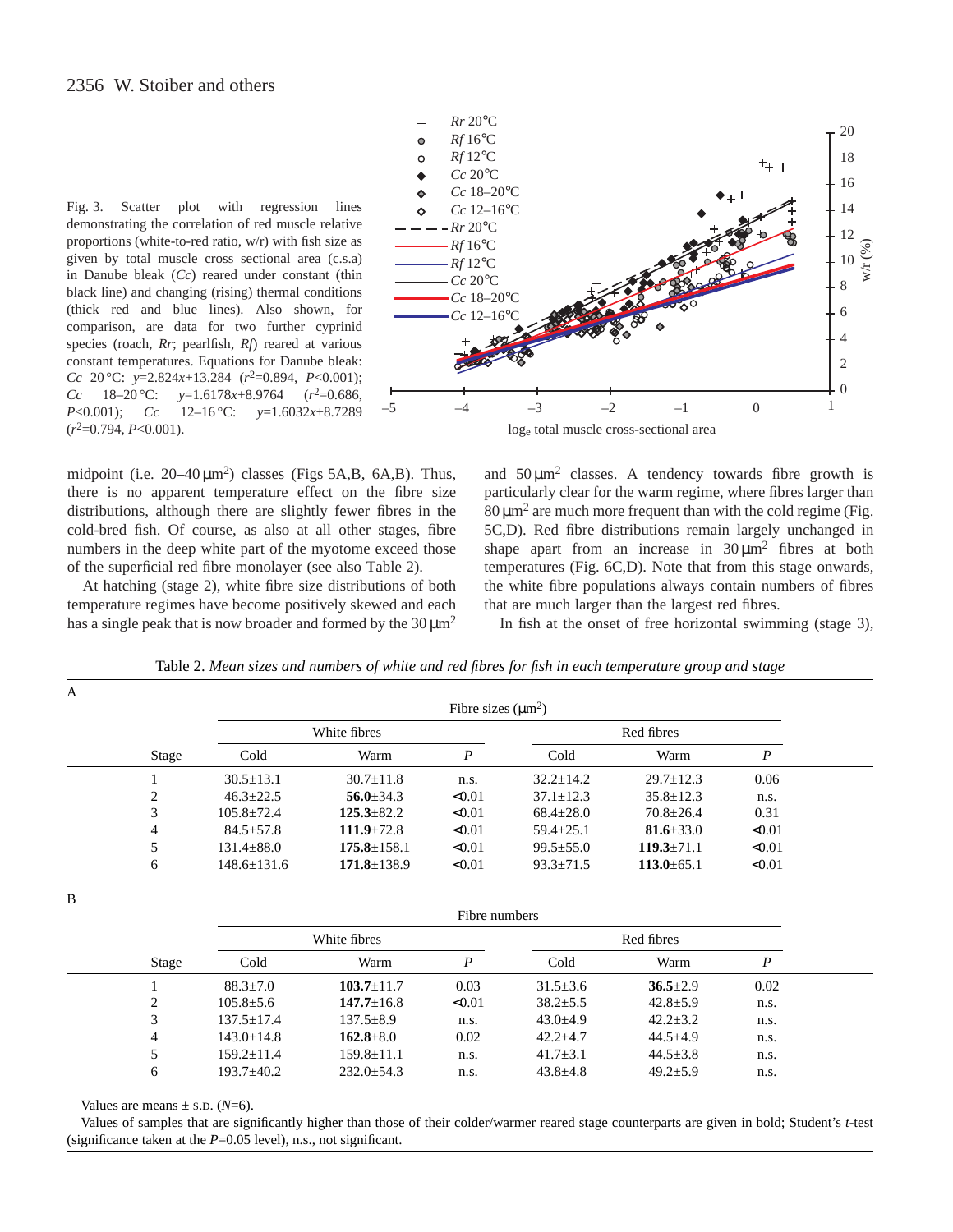Fig. 3. Scatter plot with regression lines demonstrating the correlation of red muscle relative proportions (white-to-red ratio, w/r) with fish size as given by total muscle cross sectional area (c.s.a) in Danube bleak (*Cc*) reared under constant (thin black line) and changing (rising) thermal conditions (thick red and blue lines). Also shown, for comparison, are data for two further cyprinid species (roach, *Rr*; pearlfish, *Rf*) reared at various constant temperatures. Equations for Danube bleak: *Cc* 20°C: $y=2.824x+13.284$ ($r^2=0.894$, $P<0.001$); *Cc* 18–20°C: $y=1.6178x+8.9764$ ($r^2=0.686$, $P<0.001$); *Cc* 12–16°C: $y=1.6032x+8.7289$ ($r^2=0.794$, $P<0.001$).

midpoint (i.e. 20–40 μm²) classes (Figs 5A,B, 6A,B). Thus, there is no apparent temperature effect on the fibre size distributions, although there are slightly fewer fibres in the cold-bred fish. Of course, as also at all other stages, fibre numbers in the deep white part of the myotome exceed those of the superficial red fibre monolayer (see also Table 2).

At hatching (stage 2), white fibre size distributions of both temperature regimes have become positively skewed and each has a single peak that is now broader and formed by the 30 μm² and 50 μm² classes. A tendency towards fibre growth is particularly clear for the warm regime, where fibres larger than 80 μm² are much more frequent than with the cold regime (Fig. 5C,D). Red fibre distributions remain largely unchanged in shape apart from an increase in 30 μm² fibres at both temperatures (Fig. 6C,D). Note that from this stage onwards, the white fibre populations always contain numbers of fibres that are much larger than the largest red fibres.

In fish at the onset of free horizontal swimming (stage 3),

Table 2. *Mean sizes and numbers of white and red fibres for fish in each temperature group and stage*

A

| | Fibre sizes (μm²) | | | | | |
|---|---|---|---|---|---|---|
| | White fibres | | | Red fibres | | |
| Stage | Cold | Warm | *P* | Cold | Warm | *P* |
| 1 | 30.5±13.1 | 30.7±11.8 | n.s. | 32.2±14.2 | 29.7±12.3 | 0.06 |
| 2 | 46.3±22.5 | **56.0**±34.3 | <0.01 | 37.1±12.3 | 35.8±12.3 | n.s. |
| 3 | 105.8±72.4 | **125.3**±82.2 | <0.01 | 68.4±28.0 | 70.8±26.4 | 0.31 |
| 4 | 84.5±57.8 | **111.9**±72.8 | <0.01 | 59.4±25.1 | **81.6**±33.0 | <0.01 |
| 5 | 131.4±88.0 | **175.8**±158.1 | <0.01 | 99.5±55.0 | **119.3**±71.1 | <0.01 |
| 6 | 148.6±131.6 | **171.8**±138.9 | <0.01 | 93.3±71.5 | **113.0**±65.1 | <0.01 |

B

| | Fibre numbers | | | | | |
|---|---|---|---|---|---|---|
| | White fibres | | | Red fibres | | |
| Stage | Cold | Warm | *P* | Cold | Warm | *P* |
| 1 | 88.3±7.0 | **103.7**±11.7 | 0.03 | 31.5±3.6 | **36.5**±2.9 | 0.02 |
| 2 | 105.8±5.6 | **147.7**±16.8 | <0.01 | 38.2±5.5 | 42.8±5.9 | n.s. |
| 3 | 137.5±17.4 | 137.5±8.9 | n.s. | 43.0±4.9 | 42.2±3.2 | n.s. |
| 4 | 143.0±14.8 | **162.8**±8.0 | 0.02 | 42.2±4.7 | 44.5±4.9 | n.s. |
| 5 | 159.2±11.4 | 159.8±11.1 | n.s. | 41.7±3.1 | 44.5±3.8 | n.s. |
| 6 | 193.7±40.2 | 232.0±54.3 | n.s. | 43.8±4.8 | 49.2±5.9 | n.s. |

Values are means ± S.D. ($N$=6).

Values of samples that are significantly higher than those of their colder/warmer reared stage counterparts are given in bold; Student's *t*-test (significance taken at the $P$=0.05 level), n.s., not significant.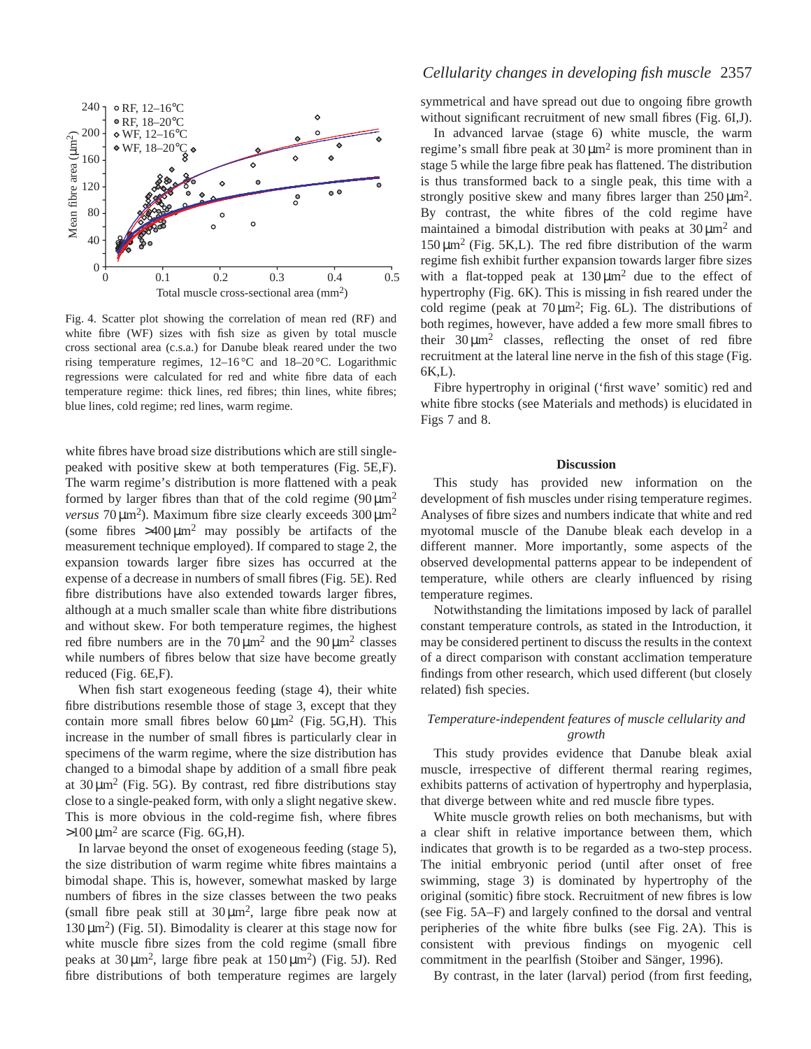Fig. 4. Scatter plot showing the correlation of mean red (RF) and white fibre (WF) sizes with fish size as given by total muscle cross sectional area (c.s.a.) for Danube bleak reared under the two rising temperature regimes, 12–16°C and 18–20°C. Logarithmic regressions were calculated for red and white fibre data of each temperature regime: thick lines, red fibres; thin lines, white fibres; blue lines, cold regime; red lines, warm regime.

white fibres have broad size distributions which are still single-peaked with positive skew at both temperatures (Fig. 5E,F). The warm regime's distribution is more flattened with a peak formed by larger fibres than that of the cold regime (90 μm$^2$ *versus* 70 μm$^2$). Maximum fibre size clearly exceeds 300 μm$^2$ (some fibres >400 μm$^2$ may possibly be artifacts of the measurement technique employed). If compared to stage 2, the expansion towards larger fibre sizes has occurred at the expense of a decrease in numbers of small fibres (Fig. 5E). Red fibre distributions have also extended towards larger fibres, although at a much smaller scale than white fibre distributions and without skew. For both temperature regimes, the highest red fibre numbers are in the 70 μm$^2$ and the 90 μm$^2$ classes while numbers of fibres below that size have become greatly reduced (Fig. 6E,F).

When fish start exogeneous feeding (stage 4), their white fibre distributions resemble those of stage 3, except that they contain more small fibres below 60 μm$^2$ (Fig. 5G,H). This increase in the number of small fibres is particularly clear in specimens of the warm regime, where the size distribution has changed to a bimodal shape by addition of a small fibre peak at 30 μm$^2$ (Fig. 5G). By contrast, red fibre distributions stay close to a single-peaked form, with only a slight negative skew. This is more obvious in the cold-regime fish, where fibres >100 μm$^2$ are scarce (Fig. 6G,H).

In larvae beyond the onset of exogeneous feeding (stage 5), the size distribution of warm regime white fibres maintains a bimodal shape. This is, however, somewhat masked by large numbers of fibres in the size classes between the two peaks (small fibre peak still at 30 μm$^2$, large fibre peak now at 130 μm$^2$) (Fig. 5I). Bimodality is clearer at this stage now for white muscle fibre sizes from the cold regime (small fibre peaks at 30 μm$^2$, large fibre peak at 150 μm$^2$) (Fig. 5J). Red fibre distributions of both temperature regimes are largely symmetrical and have spread out due to ongoing fibre growth without significant recruitment of new small fibres (Fig. 6I,J).

In advanced larvae (stage 6) white muscle, the warm regime's small fibre peak at 30 μm$^2$ is more prominent than in stage 5 while the large fibre peak has flattened. The distribution is thus transformed back to a single peak, this time with a strongly positive skew and many fibres larger than 250 μm$^2$. By contrast, the white fibres of the cold regime have maintained a bimodal distribution with peaks at 30 μm$^2$ and 150 μm$^2$ (Fig. 5K,L). The red fibre distribution of the warm regime fish exhibit further expansion towards larger fibre sizes with a flat-topped peak at 130 μm$^2$ due to the effect of hypertrophy (Fig. 6K). This is missing in fish reared under the cold regime (peak at 70 μm$^2$; Fig. 6L). The distributions of both regimes, however, have added a few more small fibres to their 30 μm$^2$ classes, reflecting the onset of red fibre recruitment at the lateral line nerve in the fish of this stage (Fig. 6K,L).

Fibre hypertrophy in original ('first wave' somitic) red and white fibre stocks (see Materials and methods) is elucidated in Figs 7 and 8.

## Discussion

This study has provided new information on the development of fish muscles under rising temperature regimes. Analyses of fibre sizes and numbers indicate that white and red myotomal muscle of the Danube bleak each develop in a different manner. More importantly, some aspects of the observed developmental patterns appear to be independent of temperature, while others are clearly influenced by rising temperature regimes.

Notwithstanding the limitations imposed by lack of parallel constant temperature controls, as stated in the Introduction, it may be considered pertinent to discuss the results in the context of a direct comparison with constant acclimation temperature findings from other research, which used different (but closely related) fish species.

### *Temperature-independent features of muscle cellularity and growth*

This study provides evidence that Danube bleak axial muscle, irrespective of different thermal rearing regimes, exhibits patterns of activation of hypertrophy and hyperplasia, that diverge between white and red muscle fibre types.

White muscle growth relies on both mechanisms, but with a clear shift in relative importance between them, which indicates that growth is to be regarded as a two-step process. The initial embryonic period (until after onset of free swimming, stage 3) is dominated by hypertrophy of the original (somitic) fibre stock. Recruitment of new fibres is low (see Fig. 5A–F) and largely confined to the dorsal and ventral peripheries of the white fibre bulks (see Fig. 2A). This is consistent with previous findings on myogenic cell commitment in the pearlfish (Stoiber and Sänger, 1996).

By contrast, in the later (larval) period (from first feeding,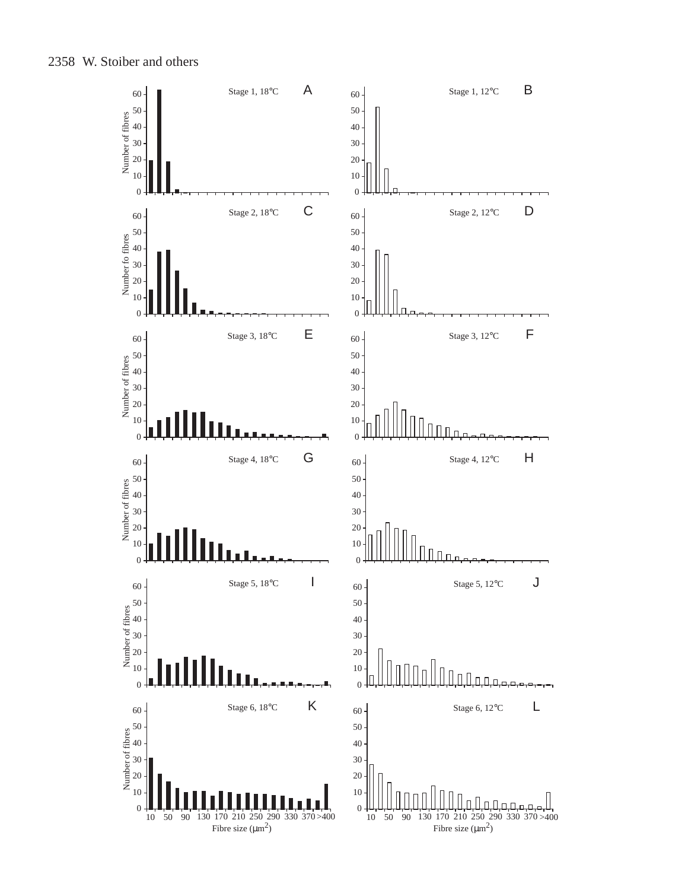Stage 1, 18°C A

Stage 1, 12°C B

Stage 2, 18°C C

Stage 2, 12°C D

Stage 3, 18°C E

Stage 3, 12°C F

Stage 4, 18°C G

Stage 4, 12°C H

Stage 5, 18°C I

Stage 5, 12°C J

Stage 6, 18°C K

Stage 6, 12°C L

Number of fibres

Fibre size ($\mu m^2$)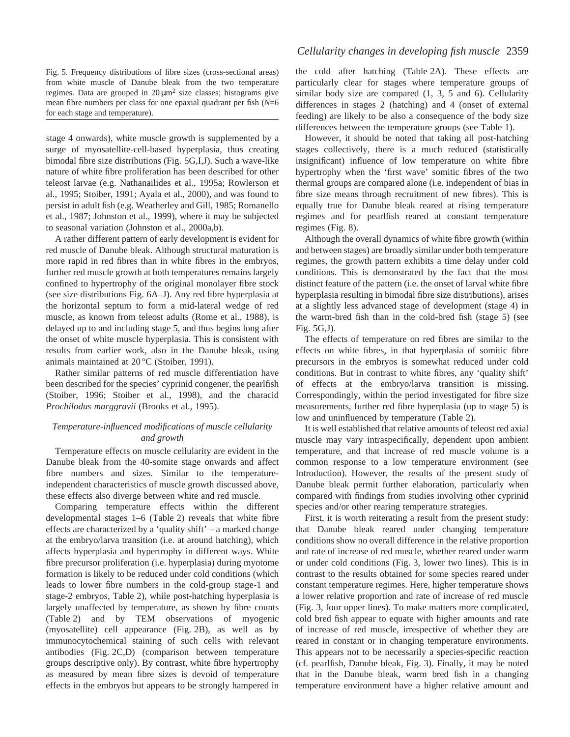Fig. 5. Frequency distributions of fibre sizes (cross-sectional areas) from white muscle of Danube bleak from the two temperature regimes. Data are grouped in 20 μm$^2$ size classes; histograms give mean fibre numbers per class for one epaxial quadrant per fish ($N$=6 for each stage and temperature).

stage 4 onwards), white muscle growth is supplemented by a surge of myosatellite-cell-based hyperplasia, thus creating bimodal fibre size distributions (Fig. 5G,I,J). Such a wave-like nature of white fibre proliferation has been described for other teleost larvae (e.g. Nathanailides et al., 1995a; Rowlerson et al., 1995; Stoiber, 1991; Ayala et al., 2000), and was found to persist in adult fish (e.g. Weatherley and Gill, 1985; Romanello et al., 1987; Johnston et al., 1999), where it may be subjected to seasonal variation (Johnston et al., 2000a,b).

A rather different pattern of early development is evident for red muscle of Danube bleak. Although structural maturation is more rapid in red fibres than in white fibres in the embryos, further red muscle growth at both temperatures remains largely confined to hypertrophy of the original monolayer fibre stock (see size distributions Fig. 6A–J). Any red fibre hyperplasia at the horizontal septum to form a mid-lateral wedge of red muscle, as known from teleost adults (Rome et al., 1988), is delayed up to and including stage 5, and thus begins long after the onset of white muscle hyperplasia. This is consistent with results from earlier work, also in the Danube bleak, using animals maintained at 20 °C (Stoiber, 1991).

Rather similar patterns of red muscle differentiation have been described for the species' cyprinid congener, the pearlfish (Stoiber, 1996; Stoiber et al., 1998), and the characid *Prochilodus marggravii* (Brooks et al., 1995).

### *Temperature-influenced modifications of muscle cellularity and growth*

Temperature effects on muscle cellularity are evident in the Danube bleak from the 40-somite stage onwards and affect fibre numbers and sizes. Similar to the temperature-independent characteristics of muscle growth discussed above, these effects also diverge between white and red muscle.

Comparing temperature effects within the different developmental stages 1–6 (Table 2) reveals that white fibre effects are characterized by a 'quality shift' – a marked change at the embryo/larva transition (i.e. at around hatching), which affects hyperplasia and hypertrophy in different ways. White fibre precursor proliferation (i.e. hyperplasia) during myotome formation is likely to be reduced under cold conditions (which leads to lower fibre numbers in the cold-group stage-1 and stage-2 embryos, Table 2), while post-hatching hyperplasia is largely unaffected by temperature, as shown by fibre counts (Table 2) and by TEM observations of myogenic (myosatellite) cell appearance (Fig. 2B), as well as by immunocytochemical staining of such cells with relevant antibodies (Fig. 2C,D) (comparison between temperature groups descriptive only). By contrast, white fibre hypertrophy as measured by mean fibre sizes is devoid of temperature effects in the embryos but appears to be strongly hampered in the cold after hatching (Table 2A). These effects are particularly clear for stages where temperature groups of similar body size are compared (1, 3, 5 and 6). Cellularity differences in stages 2 (hatching) and 4 (onset of external feeding) are likely to be also a consequence of the body size differences between the temperature groups (see Table 1).

However, it should be noted that taking all post-hatching stages collectively, there is a much reduced (statistically insignificant) influence of low temperature on white fibre hypertrophy when the 'first wave' somitic fibres of the two thermal groups are compared alone (i.e. independent of bias in fibre size means through recruitment of new fibres). This is equally true for Danube bleak reared at rising temperature regimes and for pearlfish reared at constant temperature regimes (Fig. 8).

Although the overall dynamics of white fibre growth (within and between stages) are broadly similar under both temperature regimes, the growth pattern exhibits a time delay under cold conditions. This is demonstrated by the fact that the most distinct feature of the pattern (i.e. the onset of larval white fibre hyperplasia resulting in bimodal fibre size distributions), arises at a slightly less advanced stage of development (stage 4) in the warm-bred fish than in the cold-bred fish (stage 5) (see Fig. 5G,J).

The effects of temperature on red fibres are similar to the effects on white fibres, in that hyperplasia of somitic fibre precursors in the embryos is somewhat reduced under cold conditions. But in contrast to white fibres, any 'quality shift' of effects at the embryo/larva transition is missing. Correspondingly, within the period investigated for fibre size measurements, further red fibre hyperplasia (up to stage 5) is low and uninfluenced by temperature (Table 2).

It is well established that relative amounts of teleost red axial muscle may vary intraspecifically, dependent upon ambient temperature, and that increase of red muscle volume is a common response to a low temperature environment (see Introduction). However, the results of the present study of Danube bleak permit further elaboration, particularly when compared with findings from studies involving other cyprinid species and/or other rearing temperature strategies.

First, it is worth reiterating a result from the present study: that Danube bleak reared under changing temperature conditions show no overall difference in the relative proportion and rate of increase of red muscle, whether reared under warm or under cold conditions (Fig. 3, lower two lines). This is in contrast to the results obtained for some species reared under constant temperature regimes. Here, higher temperature shows a lower relative proportion and rate of increase of red muscle (Fig. 3, four upper lines). To make matters more complicated, cold bred fish appear to equate with higher amounts and rate of increase of red muscle, irrespective of whether they are reared in constant or in changing temperature environments. This appears not to be necessarily a species-specific reaction (cf. pearlfish, Danube bleak, Fig. 3). Finally, it may be noted that in the Danube bleak, warm bred fish in a changing temperature environment have a higher relative amount and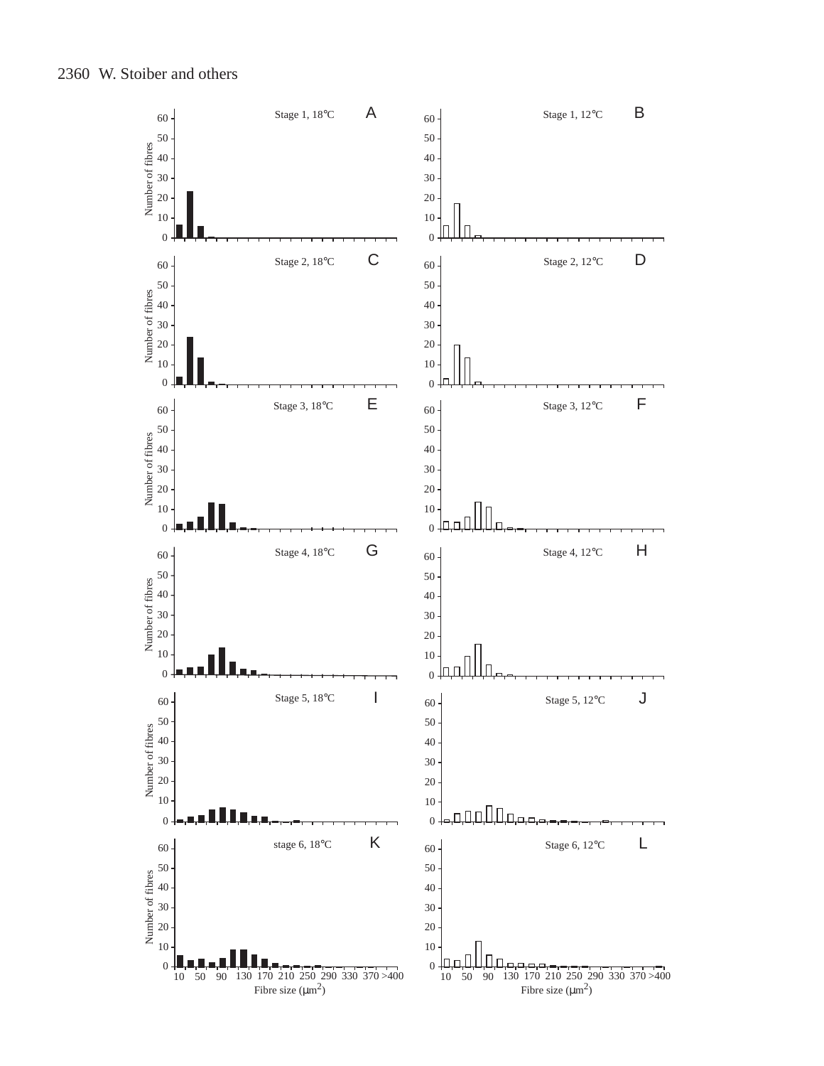Stage 1, 18°C A

Stage 1, 12°C B

Stage 2, 18°C C

Stage 2, 12°C D

Stage 3, 18°C E

Stage 3, 12°C F

Stage 4, 18°C G

Stage 4, 12°C H

Stage 5, 18°C I

Stage 5, 12°C J

stage 6, 18°C K

Stage 6, 12°C L

Number of fibres

Fibre size ($\mu m^2$)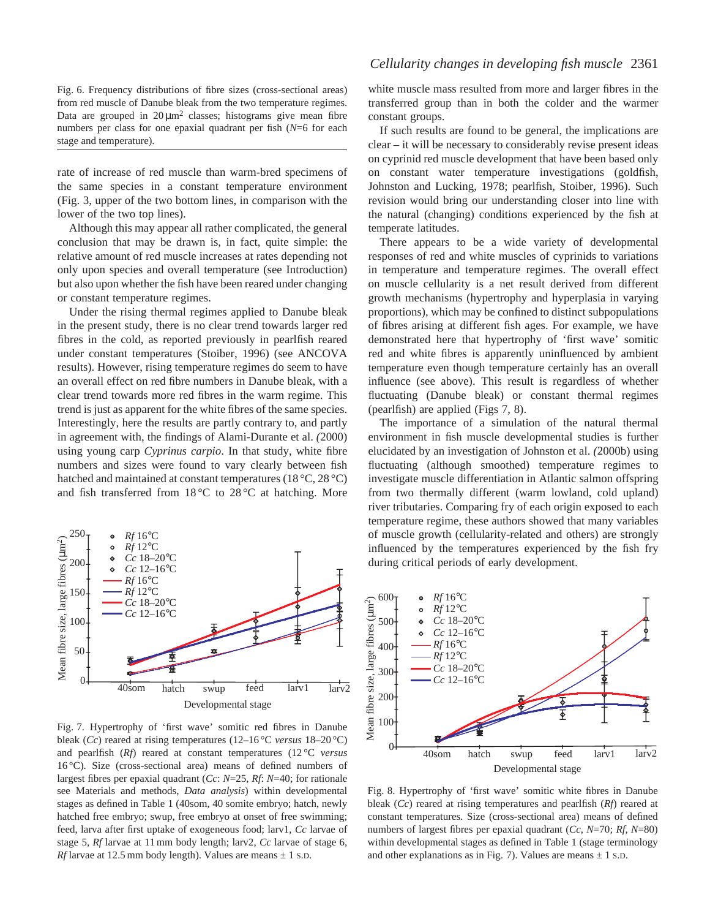Fig. 6. Frequency distributions of fibre sizes (cross-sectional areas) from red muscle of Danube bleak from the two temperature regimes. Data are grouped in 20 μm² classes; histograms give mean fibre numbers per class for one epaxial quadrant per fish ($N$=6 for each stage and temperature).

rate of increase of red muscle than warm-bred specimens of the same species in a constant temperature environment (Fig. 3, upper of the two bottom lines, in comparison with the lower of the two top lines).

Although this may appear all rather complicated, the general conclusion that may be drawn is, in fact, quite simple: the relative amount of red muscle increases at rates depending not only upon species and overall temperature (see Introduction) but also upon whether the fish have been reared under changing or constant temperature regimes.

Under the rising thermal regimes applied to Danube bleak in the present study, there is no clear trend towards larger red fibres in the cold, as reported previously in pearlfish reared under constant temperatures (Stoiber, 1996) (see ANCOVA results). However, rising temperature regimes do seem to have an overall effect on red fibre numbers in Danube bleak, with a clear trend towards more red fibres in the warm regime. This trend is just as apparent for the white fibres of the same species. Interestingly, here the results are partly contrary to, and partly in agreement with, the findings of Alami-Durante et al. *(*2000) using young carp *Cyprinus carpio*. In that study, white fibre numbers and sizes were found to vary clearly between fish hatched and maintained at constant temperatures (18 °C, 28 °C) and fish transferred from 18 °C to 28 °C at hatching. More white muscle mass resulted from more and larger fibres in the transferred group than in both the colder and the warmer constant groups.

If such results are found to be general, the implications are clear – it will be necessary to considerably revise present ideas on cyprinid red muscle development that have been based only on constant water temperature investigations (goldfish, Johnston and Lucking, 1978; pearlfish, Stoiber, 1996). Such revision would bring our understanding closer into line with the natural (changing) conditions experienced by the fish at temperate latitudes.

There appears to be a wide variety of developmental responses of red and white muscles of cyprinids to variations in temperature and temperature regimes. The overall effect on muscle cellularity is a net result derived from different growth mechanisms (hypertrophy and hyperplasia in varying proportions), which may be confined to distinct subpopulations of fibres arising at different fish ages. For example, we have demonstrated here that hypertrophy of 'first wave' somitic red and white fibres is apparently uninfluenced by ambient temperature even though temperature certainly has an overall influence (see above). This result is regardless of whether fluctuating (Danube bleak) or constant thermal regimes (pearlfish) are applied (Figs 7, 8).

The importance of a simulation of the natural thermal environment in fish muscle developmental studies is further elucidated by an investigation of Johnston et al. *(*2000b) using fluctuating (although smoothed) temperature regimes to investigate muscle differentiation in Atlantic salmon offspring from two thermally different (warm lowland, cold upland) river tributaries. Comparing fry of each origin exposed to each temperature regime, these authors showed that many variables of muscle growth (cellularity-related and others) are strongly influenced by the temperatures experienced by the fish fry during critical periods of early development.

Fig. 7. Hypertrophy of 'first wave' somitic red fibres in Danube bleak (*Cc*) reared at rising temperatures (12–16 °C *versus* 18–20 °C) and pearlfish (*Rf*) reared at constant temperatures (12 °C *versus* 16 °C). Size (cross-sectional area) means of defined numbers of largest fibres per epaxial quadrant (*Cc*: $N$=25, *Rf*: $N$=40; for rationale see Materials and methods, *Data analysis*) within developmental stages as defined in Table 1 (40som, 40 somite embryo; hatch, newly hatched free embryo; swup, free embryo at onset of free swimming; feed, larva after first uptake of exogeneous food; larv1, *Cc* larvae of stage 5, *Rf* larvae at 11 mm body length; larv2, *Cc* larvae of stage 6, *Rf* larvae at 12.5 mm body length). Values are means ± 1 S.D.

Fig. 8. Hypertrophy of 'first wave' somitic white fibres in Danube bleak (*Cc*) reared at rising temperatures and pearlfish (*Rf*) reared at constant temperatures. Size (cross-sectional area) means of defined numbers of largest fibres per epaxial quadrant (*Cc*, $N$=70; *Rf*, $N$=80) within developmental stages as defined in Table 1 (stage terminology and other explanations as in Fig. 7). Values are means ± 1 S.D.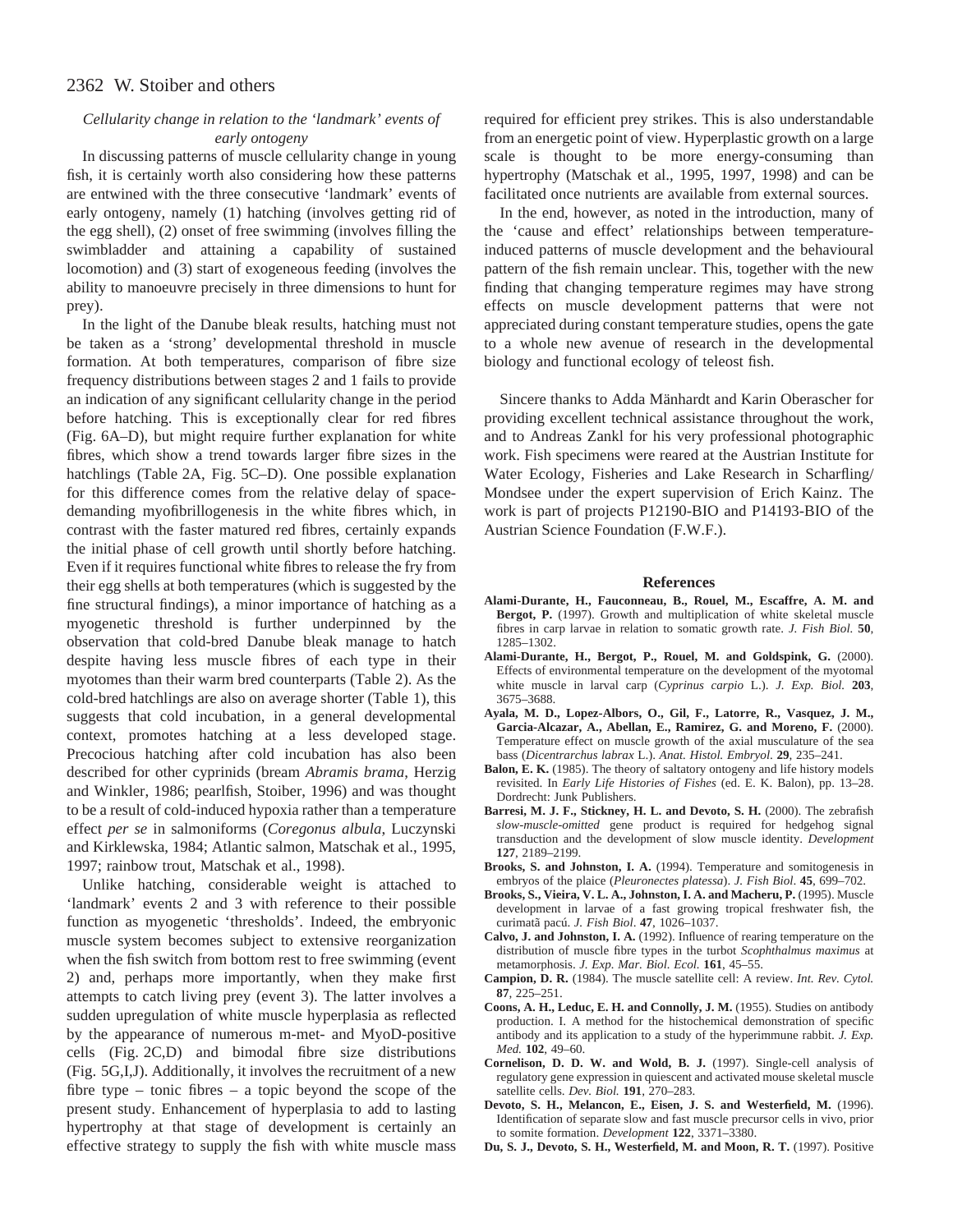### *Cellularity change in relation to the 'landmark' events of early ontogeny*

In discussing patterns of muscle cellularity change in young fish, it is certainly worth also considering how these patterns are entwined with the three consecutive 'landmark' events of early ontogeny, namely (1) hatching (involves getting rid of the egg shell), (2) onset of free swimming (involves filling the swimbladder and attaining a capability of sustained locomotion) and (3) start of exogeneous feeding (involves the ability to manoeuvre precisely in three dimensions to hunt for prey).

In the light of the Danube bleak results, hatching must not be taken as a 'strong' developmental threshold in muscle formation. At both temperatures, comparison of fibre size frequency distributions between stages 2 and 1 fails to provide an indication of any significant cellularity change in the period before hatching. This is exceptionally clear for red fibres (Fig. 6A–D), but might require further explanation for white fibres, which show a trend towards larger fibre sizes in the hatchlings (Table 2A, Fig. 5C–D). One possible explanation for this difference comes from the relative delay of space-demanding myofibrillogenesis in the white fibres which, in contrast with the faster matured red fibres, certainly expands the initial phase of cell growth until shortly before hatching. Even if it requires functional white fibres to release the fry from their egg shells at both temperatures (which is suggested by the fine structural findings), a minor importance of hatching as a myogenetic threshold is further underpinned by the observation that cold-bred Danube bleak manage to hatch despite having less muscle fibres of each type in their myotomes than their warm bred counterparts (Table 2). As the cold-bred hatchlings are also on average shorter (Table 1), this suggests that cold incubation, in a general developmental context, promotes hatching at a less developed stage. Precocious hatching after cold incubation has also been described for other cyprinids (bream *Abramis brama*, Herzig and Winkler, 1986; pearlfish, Stoiber, 1996) and was thought to be a result of cold-induced hypoxia rather than a temperature effect *per se* in salmoniforms (*Coregonus albula*, Luczynski and Kirklewska, 1984; Atlantic salmon, Matschak et al., 1995, 1997; rainbow trout, Matschak et al., 1998).

Unlike hatching, considerable weight is attached to 'landmark' events 2 and 3 with reference to their possible function as myogenetic 'thresholds'. Indeed, the embryonic muscle system becomes subject to extensive reorganization when the fish switch from bottom rest to free swimming (event 2) and, perhaps more importantly, when they make first attempts to catch living prey (event 3). The latter involves a sudden upregulation of white muscle hyperplasia as reflected by the appearance of numerous m-met- and MyoD-positive cells (Fig. 2C,D) and bimodal fibre size distributions (Fig. 5G,I,J). Additionally, it involves the recruitment of a new fibre type – tonic fibres – a topic beyond the scope of the present study. Enhancement of hyperplasia to add to lasting hypertrophy at that stage of development is certainly an effective strategy to supply the fish with white muscle mass required for efficient prey strikes. This is also understandable from an energetic point of view. Hyperplastic growth on a large scale is thought to be more energy-consuming than hypertrophy (Matschak et al., 1995, 1997, 1998) and can be facilitated once nutrients are available from external sources.

In the end, however, as noted in the introduction, many of the 'cause and effect' relationships between temperature-induced patterns of muscle development and the behavioural pattern of the fish remain unclear. This, together with the new finding that changing temperature regimes may have strong effects on muscle development patterns that were not appreciated during constant temperature studies, opens the gate to a whole new avenue of research in the developmental biology and functional ecology of teleost fish.

Sincere thanks to Adda Mänhardt and Karin Oberascher for providing excellent technical assistance throughout the work, and to Andreas Zankl for his very professional photographic work. Fish specimens were reared at the Austrian Institute for Water Ecology, Fisheries and Lake Research in Scharfling/Mondsee under the expert supervision of Erich Kainz. The work is part of projects P12190-BIO and P14193-BIO of the Austrian Science Foundation (F.W.F.).

## References

**Alami-Durante, H., Fauconneau, B., Rouel, M., Escaffre, A. M. and Bergot, P.** (1997). Growth and multiplication of white skeletal muscle fibres in carp larvae in relation to somatic growth rate. *J. Fish Biol.* **50**, 1285–1302.

**Alami-Durante, H., Bergot, P., Rouel, M. and Goldspink, G.** (2000). Effects of environmental temperature on the development of the myotomal white muscle in larval carp (*Cyprinus carpio* L.). *J. Exp. Biol.* **203**, 3675–3688.

**Ayala, M. D., Lopez-Albors, O., Gil, F., Latorre, R., Vasquez, J. M., Garcia-Alcazar, A., Abellan, E., Ramirez, G. and Moreno, F.** (2000). Temperature effect on muscle growth of the axial musculature of the sea bass (*Dicentrarchus labrax* L.). *Anat. Histol. Embryol.* **29**, 235–241.

**Balon, E. K.** (1985). The theory of saltatory ontogeny and life history models revisited. In *Early Life Histories of Fishes* (ed. E. K. Balon), pp. 13–28. Dordrecht: Junk Publishers.

**Barresi, M. J. F., Stickney, H. L. and Devoto, S. H.** (2000). The zebrafish *slow-muscle-omitted* gene product is required for hedgehog signal transduction and the development of slow muscle identity. *Development* **127**, 2189–2199.

**Brooks, S. and Johnston, I. A.** (1994). Temperature and somitogenesis in embryos of the plaice (*Pleuronectes platessa*). *J. Fish Biol.* **45**, 699–702.

**Brooks, S., Vieira, V. L. A., Johnston, I. A. and Macheru, P.** (1995). Muscle development in larvae of a fast growing tropical freshwater fish, the curimatã pacú. *J. Fish Biol.* **47**, 1026–1037.

**Calvo, J. and Johnston, I. A.** (1992). Influence of rearing temperature on the distribution of muscle fibre types in the turbot *Scophthalmus maximus* at metamorphosis. *J. Exp. Mar. Biol. Ecol.* **161**, 45–55.

**Campion, D. R.** (1984). The muscle satellite cell: A review. *Int. Rev. Cytol.* **87**, 225–251.

**Coons, A. H., Leduc, E. H. and Connolly, J. M.** (1955). Studies on antibody production. I. A method for the histochemical demonstration of specific antibody and its application to a study of the hyperimmune rabbit. *J. Exp. Med.* **102**, 49–60.

**Cornelison, D. D. W. and Wold, B. J.** (1997). Single-cell analysis of regulatory gene expression in quiescent and activated mouse skeletal muscle satellite cells. *Dev. Biol.* **191**, 270–283.

**Devoto, S. H., Melancon, E., Eisen, J. S. and Westerfield, M.** (1996). Identification of separate slow and fast muscle precursor cells in vivo, prior to somite formation. *Development* **122**, 3371–3380.

**Du, S. J., Devoto, S. H., Westerfield, M. and Moon, R. T.** (1997). Positive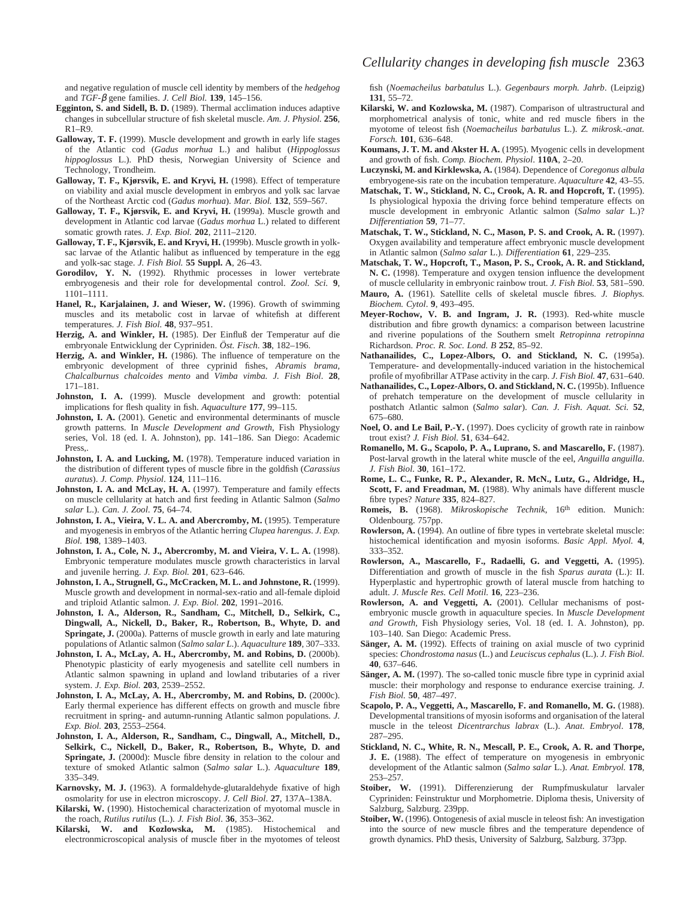and negative regulation of muscle cell identity by members of the *hedgehog* and *TGF-β* gene families. *J. Cell Biol.* **139**, 145–156.

**Egginton, S. and Sidell, B. D.** (1989). Thermal acclimation induces adaptive changes in subcellular structure of fish skeletal muscle. *Am. J. Physiol.* **256**, R1–R9.

**Galloway, T. F.** (1999). Muscle development and growth in early life stages of the Atlantic cod (*Gadus morhua* L.) and halibut (*Hippoglossus hippoglossus* L.). PhD thesis, Norwegian University of Science and Technology, Trondheim.

**Galloway, T. F., Kjørsvik, E. and Kryvi, H.** (1998). Effect of temperature on viability and axial muscle development in embryos and yolk sac larvae of the Northeast Arctic cod (*Gadus morhua*). *Mar. Biol.* **132**, 559–567.

**Galloway, T. F., Kjørsvik, E. and Kryvi, H.** (1999a). Muscle growth and development in Atlantic cod larvae (*Gadus morhua* L.) related to different somatic growth rates. *J. Exp. Biol.* **202**, 2111–2120.

**Galloway, T. F., Kjørsvik, E. and Kryvi, H.** (1999b). Muscle growth in yolk-sac larvae of the Atlantic halibut as influenced by temperature in the egg and yolk-sac stage. *J. Fish Biol.* **55 Suppl. A**, 26–43.

**Gorodilov, Y. N.** (1992). Rhythmic processes in lower vertebrate embryogenesis and their role for developmental control. *Zool. Sci.* **9**, 1101–1111.

**Hanel, R., Karjalainen, J. and Wieser, W.** (1996). Growth of swimming muscles and its metabolic cost in larvae of whitefish at different temperatures. *J. Fish Biol.* **48**, 937–951.

**Herzig, A. and Winkler, H.** (1985). Der Einfluß der Temperatur auf die embryonale Entwicklung der Cypriniden. *Öst. Fisch.* **38**, 182–196.

**Herzig, A. and Winkler, H.** (1986). The influence of temperature on the embryonic development of three cyprinid fishes, *Abramis brama, Chalcalburnus chalcoides mento* and *Vimba vimba. J. Fish Biol*. **28**, 171–181.

**Johnston, I. A.** (1999). Muscle development and growth: potential implications for flesh quality in fish. *Aquaculture* **177**, 99–115.

**Johnston, I. A.** (2001). Genetic and environmental determinants of muscle growth patterns. In *Muscle Development and Growth*, Fish Physiology series, Vol. 18 (ed. I. A. Johnston), pp. 141–186. San Diego: Academic Press,.

**Johnston, I. A. and Lucking, M.** (1978). Temperature induced variation in the distribution of different types of muscle fibre in the goldfish (*Carassius auratus*). *J. Comp. Physiol*. **124**, 111–116.

**Johnston, I. A. and McLay, H. A.** (1997). Temperature and family effects on muscle cellularity at hatch and first feeding in Atlantic Salmon (*Salmo salar* L.). *Can. J. Zool.* **75**, 64–74.

**Johnston, I. A., Vieira, V. L. A. and Abercromby, M.** (1995). Temperature and myogenesis in embryos of the Atlantic herring *Clupea harengus. J. Exp. Biol.* **198**, 1389–1403.

**Johnston, I. A., Cole, N. J., Abercromby, M. and Vieira, V. L. A.** (1998). Embryonic temperature modulates muscle growth characteristics in larval and juvenile herring. *J. Exp. Biol.* **201**, 623–646.

**Johnston, I. A., Strugnell, G., McCracken, M. L. and Johnstone, R.** (1999). Muscle growth and development in normal-sex-ratio and all-female diploid and triploid Atlantic salmon. *J. Exp. Biol.* **202**, 1991–2016.

**Johnston, I. A., Alderson, R., Sandham, C., Mitchell, D., Selkirk, C., Dingwall, A., Nickell, D., Baker, R., Robertson, B., Whyte, D. and Springate, J.** (2000a). Patterns of muscle growth in early and late maturing populations of Atlantic salmon (*Salmo salar L*.). *Aquaculture* **189**, 307–333.

**Johnston, I. A., McLay, A. H., Abercromby, M. and Robins, D.** (2000b). Phenotypic plasticity of early myogenesis and satellite cell numbers in Atlantic salmon spawning in upland and lowland tributaries of a river system. *J. Exp. Biol.* **203**, 2539–2552.

**Johnston, I. A., McLay, A. H., Abercromby, M. and Robins, D.** (2000c). Early thermal experience has different effects on growth and muscle fibre recruitment in spring- and autumn-running Atlantic salmon populations. *J. Exp. Biol.* **203**, 2553–2564.

**Johnston, I. A., Alderson, R., Sandham, C., Dingwall, A., Mitchell, D., Selkirk, C., Nickell, D., Baker, R., Robertson, B., Whyte, D. and Springate, J.** (2000d): Muscle fibre density in relation to the colour and texture of smoked Atlantic salmon (*Salmo salar* L.). *Aquaculture* **189**, 335–349.

**Karnovsky, M. J.** (1963). A formaldehyde-glutaraldehyde fixative of high osmolarity for use in electron microscopy. *J. Cell Biol*. **27**, 137A–138A.

**Kilarski, W.** (1990). Histochemical characterization of myotomal muscle in the roach, *Rutilus rutilus* (L.). *J. Fish Biol.* **36**, 353–362.

**Kilarski, W. and Kozlowska, M.** (1985). Histochemical and electronmicroscopical analysis of muscle fiber in the myotomes of teleost fish (*Noemacheilus barbatulus* L.). *Gegenbaurs morph. Jahrb*. (Leipzig) **131**, 55–72.

**Kilarski, W. and Kozlowska, M.** (1987). Comparison of ultrastructural and morphometrical analysis of tonic, white and red muscle fibers in the myotome of teleost fish (*Noemacheilus barbatulus* L.). *Z. mikrosk.-anat. Forsch.* **101**, 636–648.

**Koumans, J. T. M. and Akster H. A.** (1995). Myogenic cells in development and growth of fish. *Comp. Biochem. Physiol*. **110A**, 2–20.

**Luczynski, M. and Kirklewska, A.** (1984). Dependence of *Coregonus albula* embryogene-sis rate on the incubation temperature. *Aquaculture* **42**, 43–55.

**Matschak, T. W., Stickland, N. C., Crook, A. R. and Hopcroft, T.** (1995). Is physiological hypoxia the driving force behind temperature effects on muscle development in embryonic Atlantic salmon (*Salmo salar* L.)? *Differentiation* **59**, 71–77.

**Matschak, T. W., Stickland, N. C., Mason, P. S. and Crook, A. R.** (1997). Oxygen availability and temperature affect embryonic muscle development in Atlantic salmon (*Salmo salar* L.). *Differentiation* **61**, 229–235.

**Matschak, T. W., Hopcroft, T., Mason, P. S., Crook, A. R. and Stickland, N. C.** (1998). Temperature and oxygen tension influence the development of muscle cellularity in embryonic rainbow trout. *J. Fish Biol.* **53**, 581–590.

**Mauro, A.** (1961). Satellite cells of skeletal muscle fibres. *J. Biophys. Biochem. Cytol*. **9**, 493–495.

**Meyer-Rochow, V. B. and Ingram, J. R.** (1993). Red-white muscle distribution and fibre growth dynamics: a comparison between lacustrine and riverine populations of the Southern smelt *Retropinna retropinna* Richardson. *Proc. R. Soc. Lond. B* **252**, 85–92.

**Nathanailides, C., Lopez-Albors, O. and Stickland, N. C.** (1995a). Temperature- and developmentally-induced variation in the histochemical profile of myofibrillar ATPase activity in the carp. *J. Fish Biol.* **47**, 631–640.

**Nathanailides, C., Lopez-Albors, O. and Stickland, N. C.** (1995b). Influence of prehatch temperature on the development of muscle cellularity in posthatch Atlantic salmon (*Salmo salar*). *Can. J. Fish. Aquat. Sci.* **52**, 675–680.

**Noel, O. and Le Bail, P.-Y.** (1997). Does cyclicity of growth rate in rainbow trout exist? *J. Fish Biol.* **51**, 634–642.

**Romanello, M. G., Scapolo, P. A., Luprano, S. and Mascarello, F.** (1987). Post-larval growth in the lateral white muscle of the eel, *Anguilla anguilla*. *J. Fish Biol.* **30**, 161–172.

**Rome, L. C., Funke, R. P., Alexander, R. McN., Lutz, G., Aldridge, H., Scott, F. and Freadman, M.** (1988). Why animals have different muscle fibre types? *Nature* **335**, 824–827.

**Romeis, B.** (1968). *Mikroskopische Technik*, 16th edition. Munich: Oldenbourg. 757pp.

**Rowlerson, A.** (1994). An outline of fibre types in vertebrate skeletal muscle: histochemical identification and myosin isoforms. *Basic Appl. Myol.* **4**, 333–352.

**Rowlerson, A., Mascarello, F., Radaelli, G. and Veggetti, A.** (1995). Differentiation and growth of muscle in the fish *Sparus aurata* (L.): II. Hyperplastic and hypertrophic growth of lateral muscle from hatching to adult. *J. Muscle Res. Cell Motil.* **16**, 223–236.

**Rowlerson, A. and Veggetti, A.** (2001). Cellular mechanisms of post-embryonic muscle growth in aquaculture species. In *Muscle Development and Growth*, Fish Physiology series, Vol. 18 (ed. I. A. Johnston), pp. 103–140. San Diego: Academic Press.

**Sänger, A. M.** (1992). Effects of training on axial muscle of two cyprinid species: *Chondrostoma nasus* (L.) and *Leuciscus cephalus* (L.). *J. Fish Biol.* **40**, 637–646.

**Sänger, A. M.** (1997). The so-called tonic muscle fibre type in cyprinid axial muscle: their morphology and response to endurance exercise training. *J. Fish Biol.* **50**, 487–497.

**Scapolo, P. A., Veggetti, A., Mascarello, F. and Romanello, M. G.** (1988). Developmental transitions of myosin isoforms and organisation of the lateral muscle in the teleost *Dicentrarchus labrax* (L.). *Anat. Embryol*. **178**, 287–295.

**Stickland, N. C., White, R. N., Mescall, P. E., Crook, A. R. and Thorpe, J. E.** (1988). The effect of temperature on myogenesis in embryonic development of the Atlantic salmon (*Salmo salar* L.). *Anat. Embryol.* **178**, 253–257.

**Stoiber, W.** (1991). Differenzierung der Rumpfmuskulatur larvaler Cypriniden: Feinstruktur und Morphometrie. Diploma thesis, University of Salzburg, Salzburg. 239pp.

**Stoiber, W.** (1996). Ontogenesis of axial muscle in teleost fish: An investigation into the source of new muscle fibres and the temperature dependence of growth dynamics. PhD thesis, University of Salzburg, Salzburg. 373pp.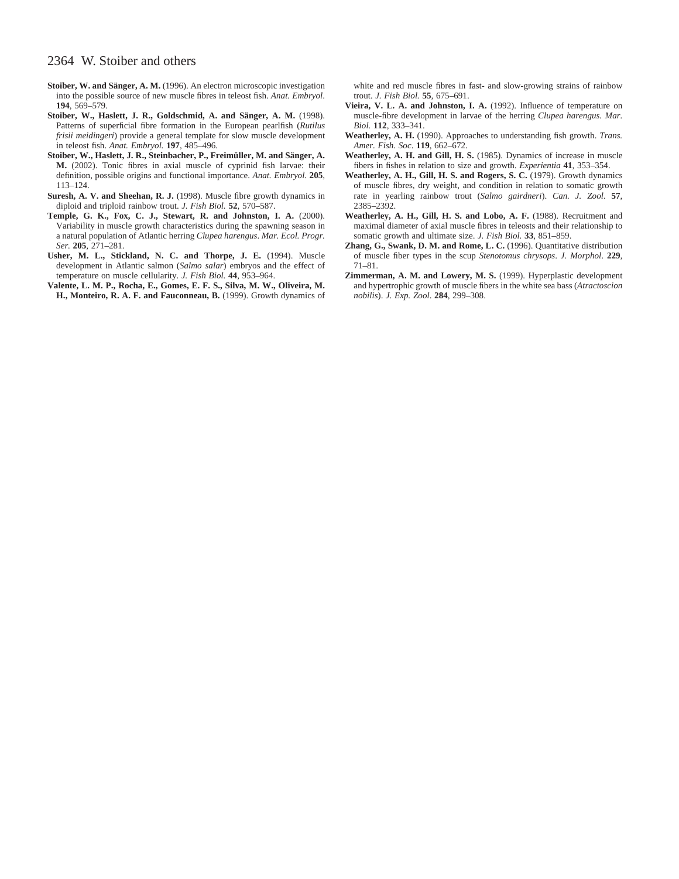**Stoiber, W. and Sänger, A. M.** (1996). An electron microscopic investigation into the possible source of new muscle fibres in teleost fish. *Anat. Embryol*. **194**, 569–579.

**Stoiber, W., Haslett, J. R., Goldschmid, A. and Sänger, A. M.** (1998). Patterns of superficial fibre formation in the European pearlfish (*Rutilus frisii meidingeri*) provide a general template for slow muscle development in teleost fish. *Anat. Embryol.* **197**, 485–496.

**Stoiber, W., Haslett, J. R., Steinbacher, P., Freimüller, M. and Sänger, A. M.** (2002). Tonic fibres in axial muscle of cyprinid fish larvae: their definition, possible origins and functional importance. *Anat. Embryol.* **205**, 113–124.

**Suresh, A. V. and Sheehan, R. J.** (1998). Muscle fibre growth dynamics in diploid and triploid rainbow trout. *J. Fish Biol.* **52**, 570–587.

**Temple, G. K., Fox, C. J., Stewart, R. and Johnston, I. A.** (2000). Variability in muscle growth characteristics during the spawning season in a natural population of Atlantic herring *Clupea harengus*. *Mar. Ecol. Progr. Ser.* **205**, 271–281.

**Usher, M. L., Stickland, N. C. and Thorpe, J. E.** (1994). Muscle development in Atlantic salmon (*Salmo salar*) embryos and the effect of temperature on muscle cellularity. *J. Fish Biol.* **44**, 953–964.

**Valente, L. M. P., Rocha, E., Gomes, E. F. S., Silva, M. W., Oliveira, M. H., Monteiro, R. A. F. and Fauconneau, B.** (1999). Growth dynamics of white and red muscle fibres in fast- and slow-growing strains of rainbow trout. *J. Fish Biol.* **55**, 675–691.

**Vieira, V. L. A. and Johnston, I. A.** (1992). Influence of temperature on muscle-fibre development in larvae of the herring *Clupea harengus*. *Mar. Biol.* **112**, 333–341.

**Weatherley, A. H.** (1990). Approaches to understanding fish growth. *Trans. Amer. Fish. Soc.* **119**, 662–672.

**Weatherley, A. H. and Gill, H. S.** (1985). Dynamics of increase in muscle fibers in fishes in relation to size and growth. *Experientia* **41**, 353–354.

**Weatherley, A. H., Gill, H. S. and Rogers, S. C.** (1979). Growth dynamics of muscle fibres, dry weight, and condition in relation to somatic growth rate in yearling rainbow trout (*Salmo gairdneri*). *Can. J. Zool*. **57**, 2385–2392.

**Weatherley, A. H., Gill, H. S. and Lobo, A. F.** (1988). Recruitment and maximal diameter of axial muscle fibres in teleosts and their relationship to somatic growth and ultimate size. *J. Fish Biol.* **33**, 851–859.

**Zhang, G., Swank, D. M. and Rome, L. C.** (1996). Quantitative distribution of muscle fiber types in the scup *Stenotomus chrysops*. *J. Morphol*. **229**, 71–81.

**Zimmerman, A. M. and Lowery, M. S.** (1999). Hyperplastic development and hypertrophic growth of muscle fibers in the white sea bass (*Atractoscion nobilis*). *J. Exp. Zool*. **284**, 299–308.